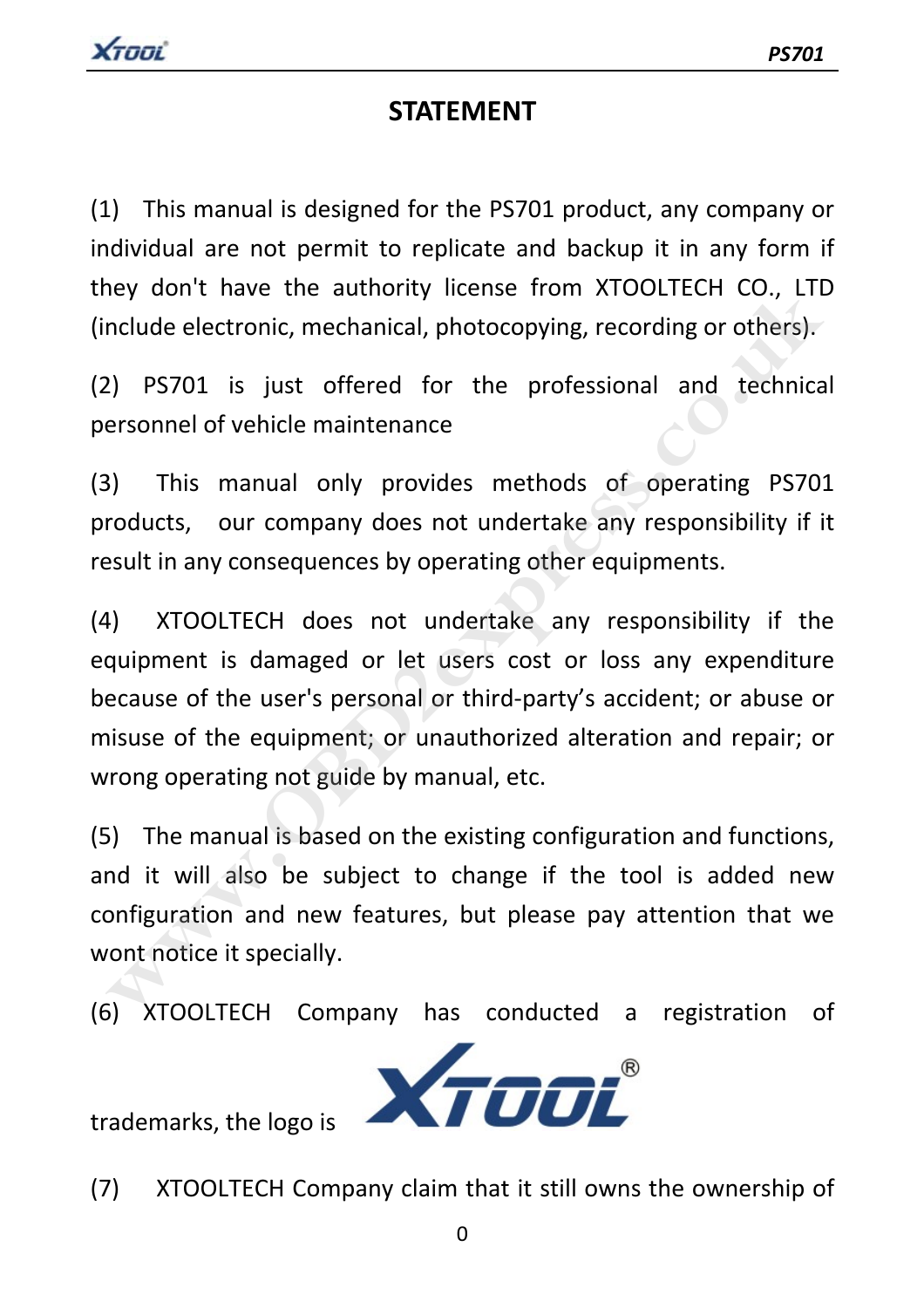# STATEMENT

(1) This manual is designed for the PS701 product, any company or individual are not permit to replicate and backup it in any form if they don't have the authority license from XTOOLTECH CO., LTD (include electronic, mechanical, photocopying, recording or others).

(2) PS701 is just offered for the professional and technical personnel of vehicle maintenance

(3) This manual only provides methods of operating PS701 products, our company does not undertake any responsibility if it result in any consequences by operating other equipments.

(4) XTOOLTECH does not undertake any responsibility if the equipment is damaged or let users cost or loss any expenditure because of the user's personal or third-party's accident; or abuse or misuse of the equipment; or unauthorized alteration and repair; or wrong operating not guide by manual, etc.

(5) The manual is based on the existing configuration and functions, and it will also be subject to change if the tool is added new configuration and new features, but please pay attention that we wont notice it specially.

(6) XTOOLTECH Company has conducted a registration of trademarks, the logo is XTOOL®

(7) XTOOLTECH Company claim that it still owns the ownership of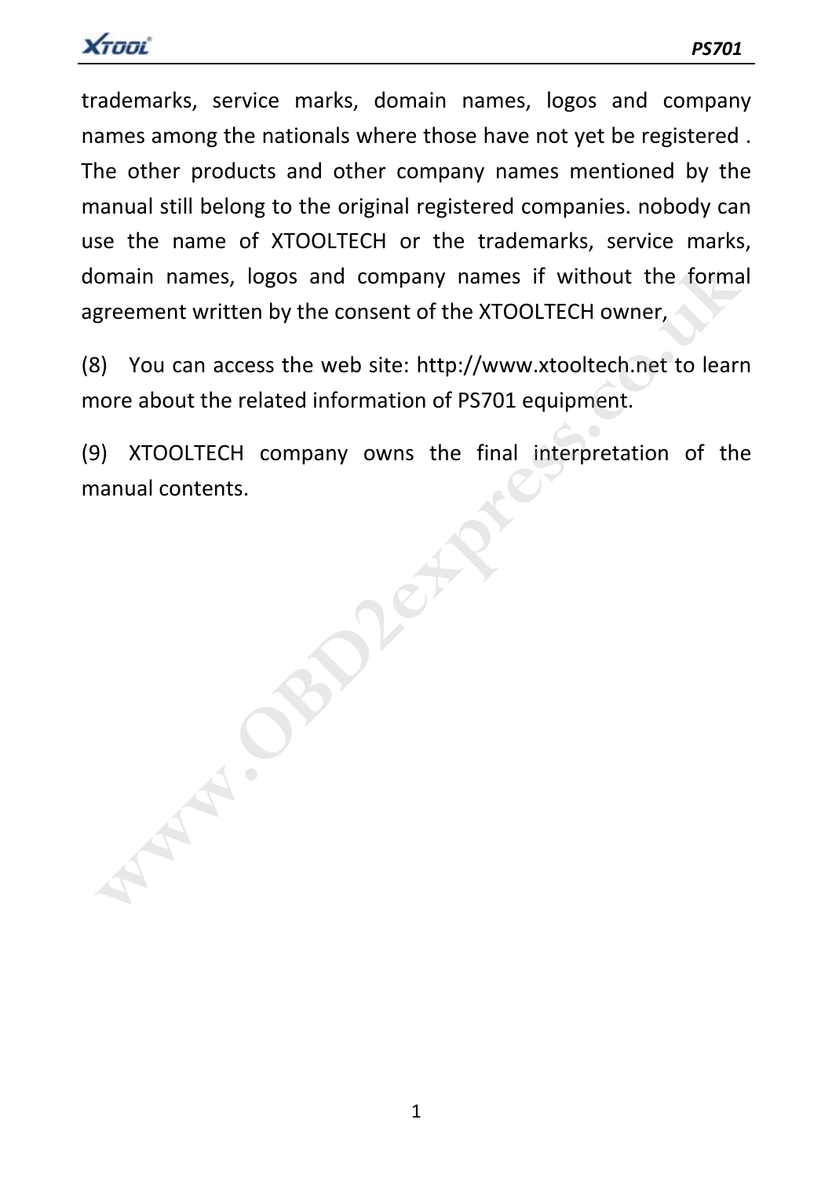trademarks, service marks, domain names, logos and company names among the nationals where those have not yet be registered . The other products and other company names mentioned by the manual still belong to the original registered companies. nobody can use the name of XTOOLTECH or the trademarks, service marks, domain names, logos and company names if without the formal agreement written by the consent of the XTOOLTECH owner,

(8) You can access the web site: http://www.xtooltech.net to learn more about the related information of PS701 equipment.

(9) XTOOLTECH company owns the final interpretation of the manual contents.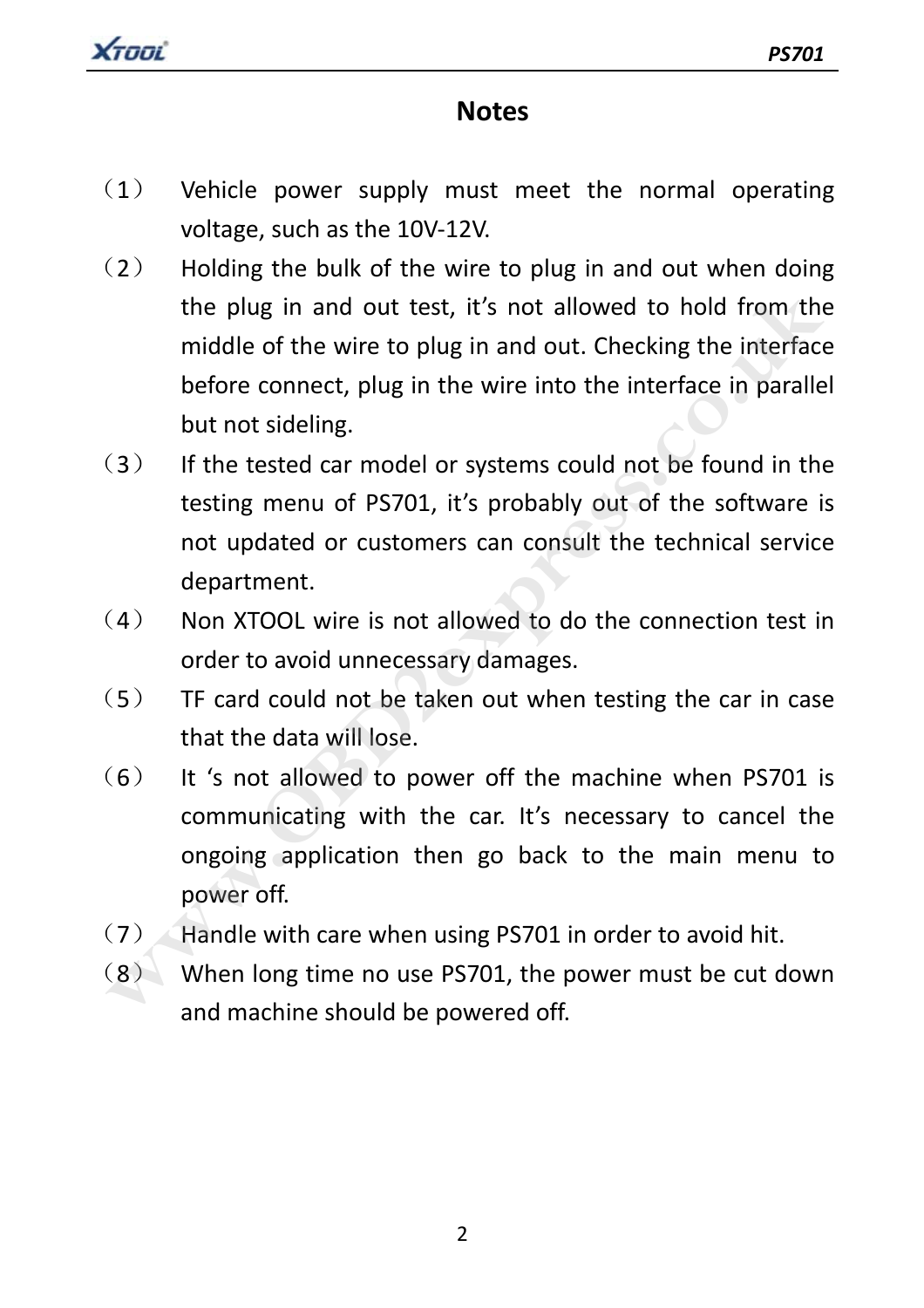# Notes

（1） Vehicle power supply must meet the normal operating voltage, such as the 10V-12V.

（2） Holding the bulk of the wire to plug in and out when doing the plug in and out test, it's not allowed to hold from the middle of the wire to plug in and out. Checking the interface before connect, plug in the wire into the interface in parallel but not sideling.

（3） If the tested car model or systems could not be found in the testing menu of PS701, it's probably out of the software is not updated or customers can consult the technical service department.

（4） Non XTOOL wire is not allowed to do the connection test in order to avoid unnecessary damages.

（5） TF card could not be taken out when testing the car in case that the data will lose.

（6） It 's not allowed to power off the machine when PS701 is communicating with the car. It's necessary to cancel the ongoing application then go back to the main menu to power off.

（7） Handle with care when using PS701 in order to avoid hit.

（8） When long time no use PS701, the power must be cut down and machine should be powered off.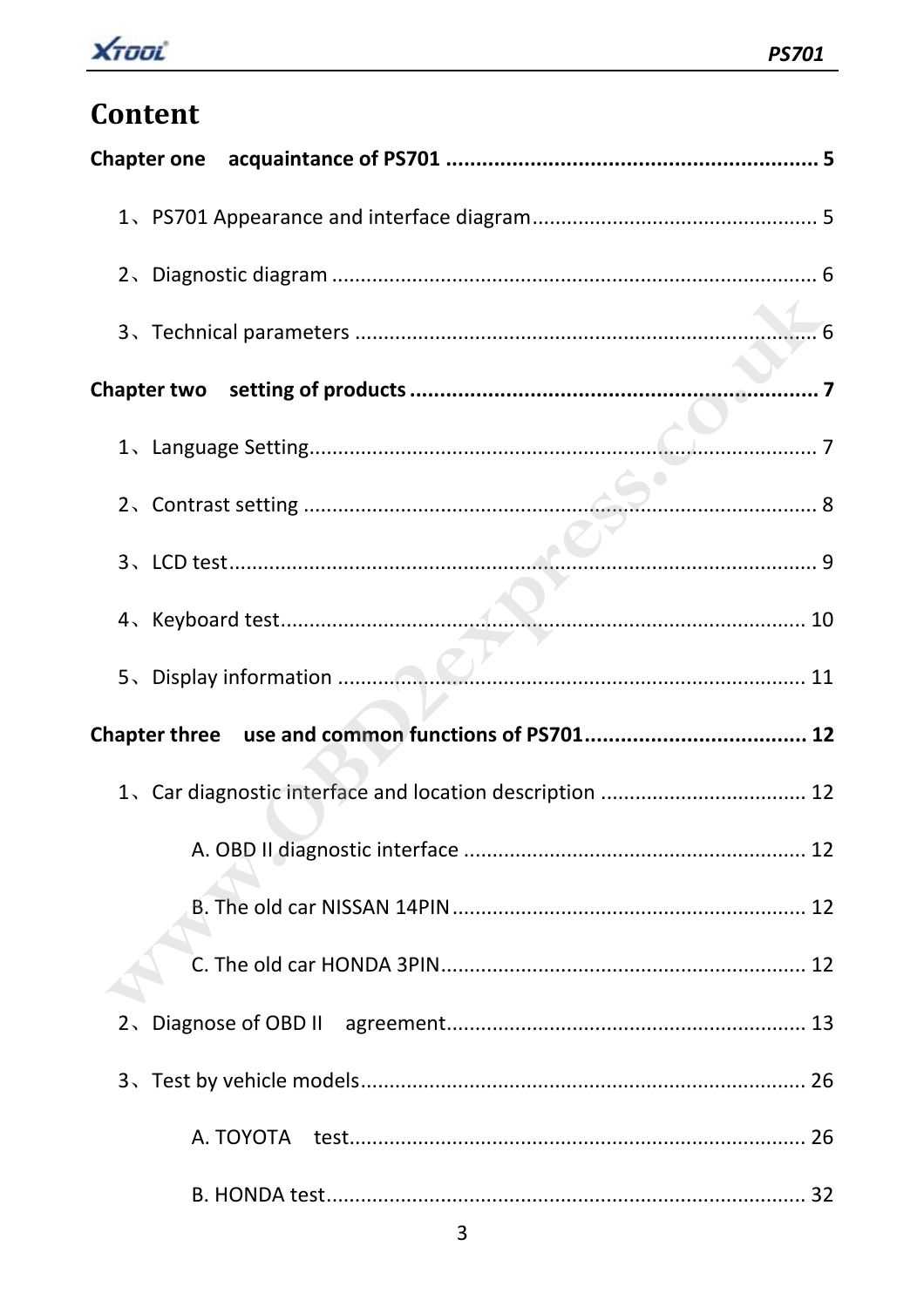# Content

**Chapter one　acquaintance of PS701 ............................................................. 5**

1、PS701 Appearance and interface diagram................................................. 5

2、Diagnostic diagram ..................................................................................... 6

3、Technical parameters ................................................................................. 6

**Chapter two　setting of products ................................................................... 7**

1、Language Setting......................................................................................... 7

2、Contrast setting .......................................................................................... 8

3、LCD test....................................................................................................... 9

4、Keyboard test............................................................................................ 10

5、Display information .................................................................................. 11

**Chapter three　use and common functions of PS701..................................... 12**

1、Car diagnostic interface and location description .................................... 12

A. OBD II diagnostic interface ............................................................ 12

B. The old car NISSAN 14PIN.............................................................. 12

C. The old car HONDA 3PIN................................................................ 12

2、Diagnose of OBD II　agreement............................................................... 13

3、Test by vehicle models.............................................................................. 26

A. TOYOTA　test................................................................................ 26

B. HONDA test.................................................................................... 32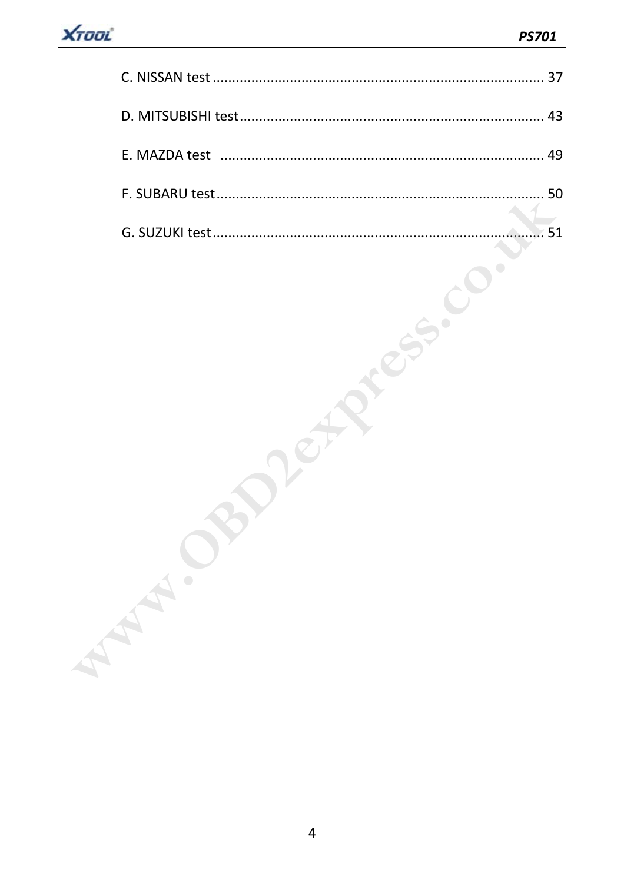C. NISSAN test ..................................................................................... 37

D. MITSUBISHI test .............................................................................. 43

E. MAZDA test ..................................................................................... 49

F. SUBARU test ..................................................................................... 50

G. SUZUKI test ..................................................................................... 51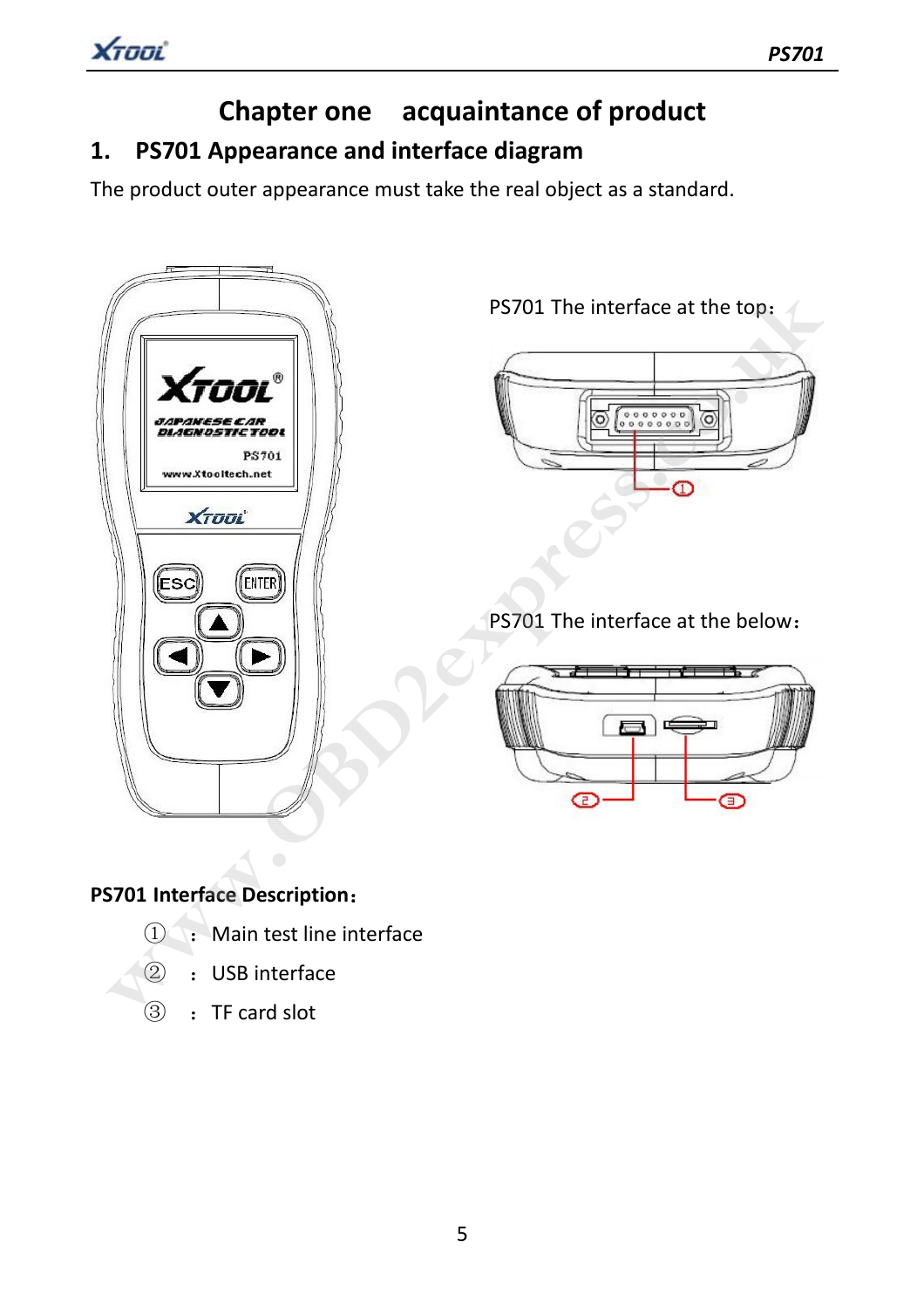# Chapter one  acquaintance of product

## 1. PS701 Appearance and interface diagram

The product outer appearance must take the real object as a standard.

PS701 The interface at the top：

PS701 The interface at the below：

**PS701 Interface Description：**

① ： Main test line interface

② ： USB interface

③ ： TF card slot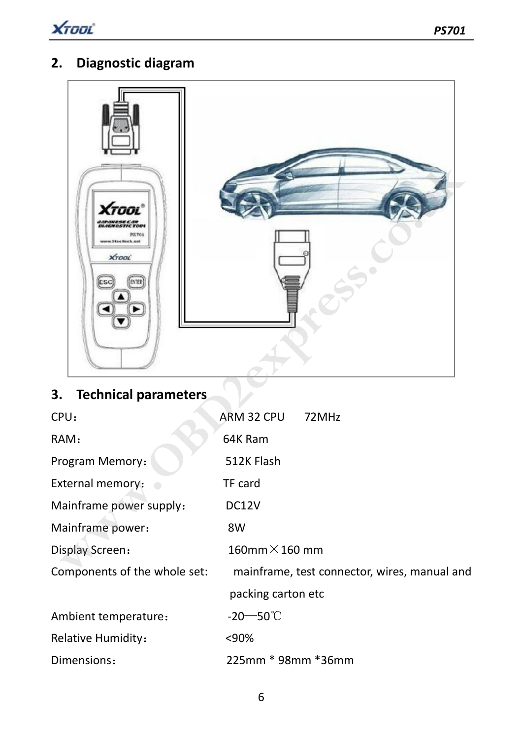## 2. Diagnostic diagram

## 3. Technical parameters

| | |
|---|---|
| CPU： | ARM 32 CPU 72MHz |
| RAM： | 64K Ram |
| Program Memory： | 512K Flash |
| External memory： | TF card |
| Mainframe power supply： | DC12V |
| Mainframe power： | 8W |
| Display Screen： | 160mm×160 mm |
| Components of the whole set: | mainframe, test connector, wires, manual and packing carton etc |
| Ambient temperature： | -20—50℃ |
| Relative Humidity： | <90% |
| Dimensions： | 225mm * 98mm *36mm |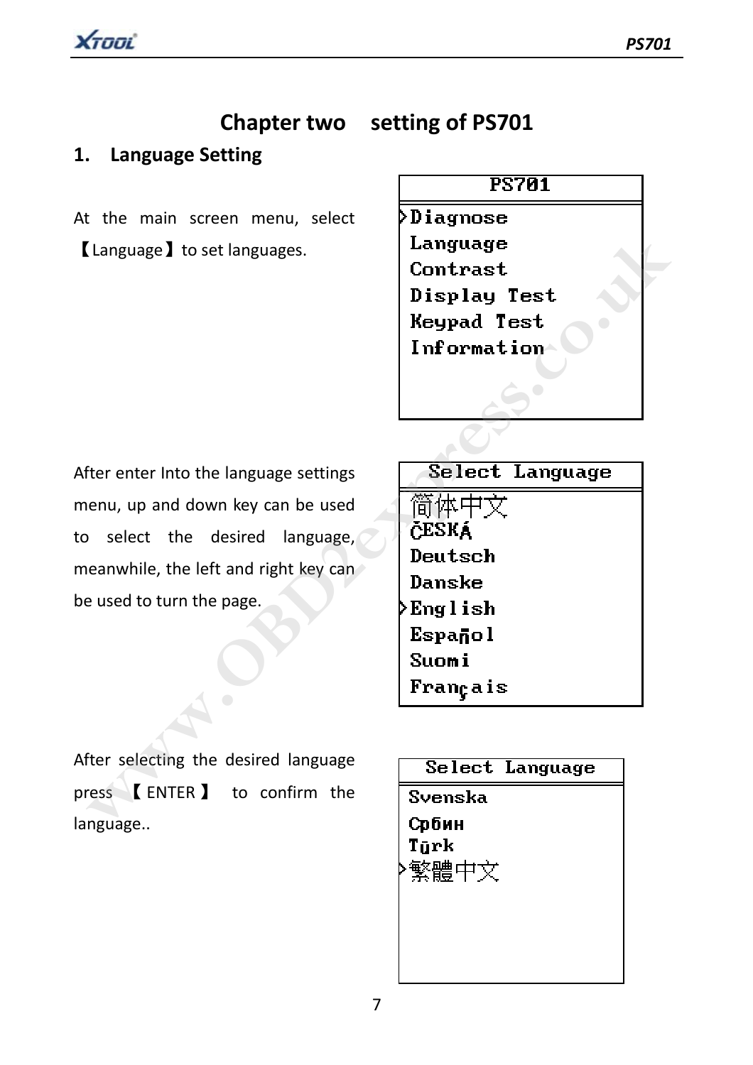# Chapter two setting of PS701

## 1. Language Setting

At the main screen menu, select 【Language】to set languages.

```
PS701
>Diagnose
 Language
 Contrast
 Display Test
 Keypad Test
 Information
```

After enter Into the language settings menu, up and down key can be used to select the desired language, meanwhile, the left and right key can be used to turn the page.

```
Select Language
 简体中文
 ČESKÁ
 Deutsch
 Danske
>English
 Español
 Suomi
 Français
```

After selecting the desired language press 【ENTER】 to confirm the language..

```
Select Language
 Svenska
 Србин
 Tūrk
>繁體中文
```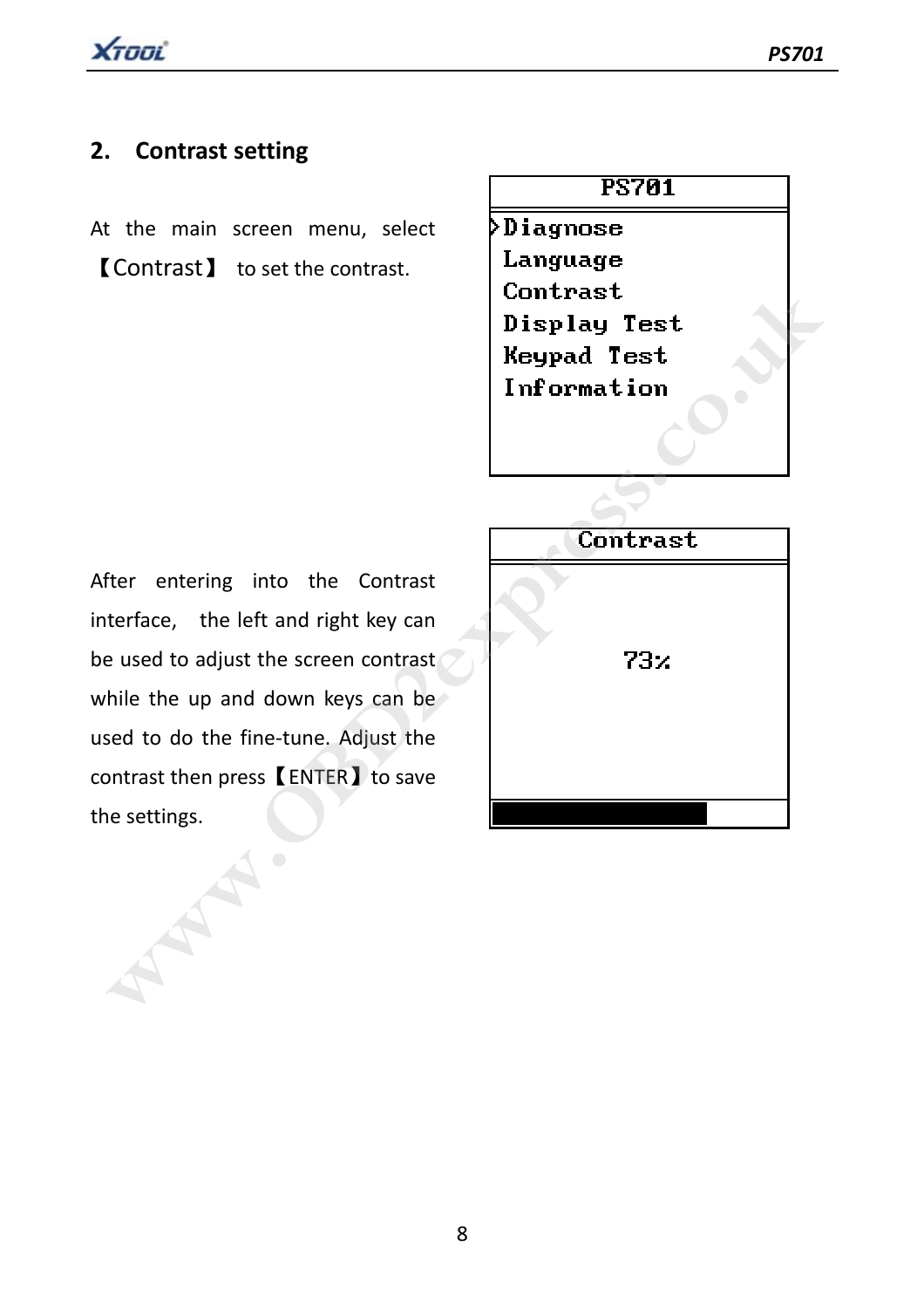## 2. Contrast setting

At the main screen menu, select 【Contrast】 to set the contrast.

PS701

>Diagnose
Language
Contrast
Display Test
Keypad Test
Information

After entering into the Contrast interface, the left and right key can be used to adjust the screen contrast while the up and down keys can be used to do the fine-tune. Adjust the contrast then press【ENTER】to save the settings.

Contrast

73%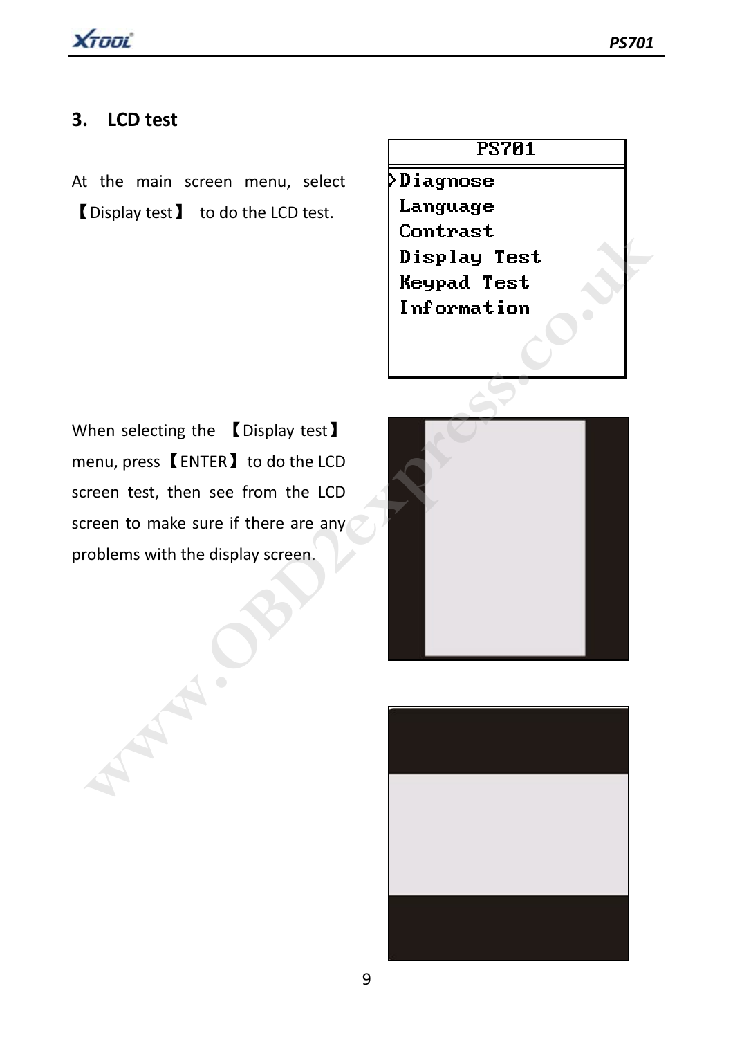## 3. LCD test

At the main screen menu, select 【Display test】 to do the LCD test.

When selecting the 【Display test】 menu, press【ENTER】to do the LCD screen test, then see from the LCD screen to make sure if there are any problems with the display screen.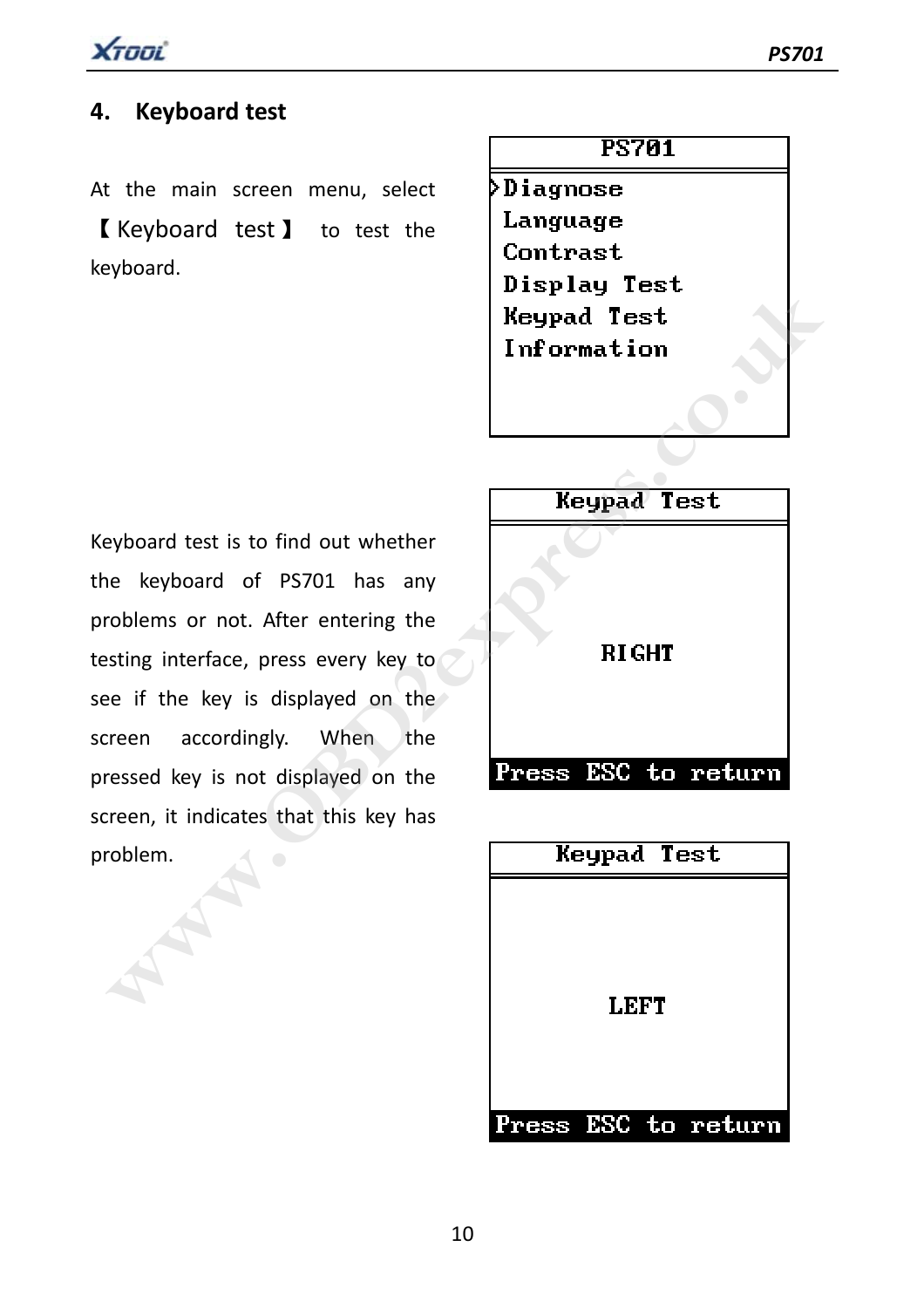## 4. Keyboard test

At the main screen menu, select 【Keyboard test】 to test the keyboard.

Keyboard test is to find out whether the keyboard of PS701 has any problems or not. After entering the testing interface, press every key to see if the key is displayed on the screen accordingly. When the pressed key is not displayed on the screen, it indicates that this key has problem.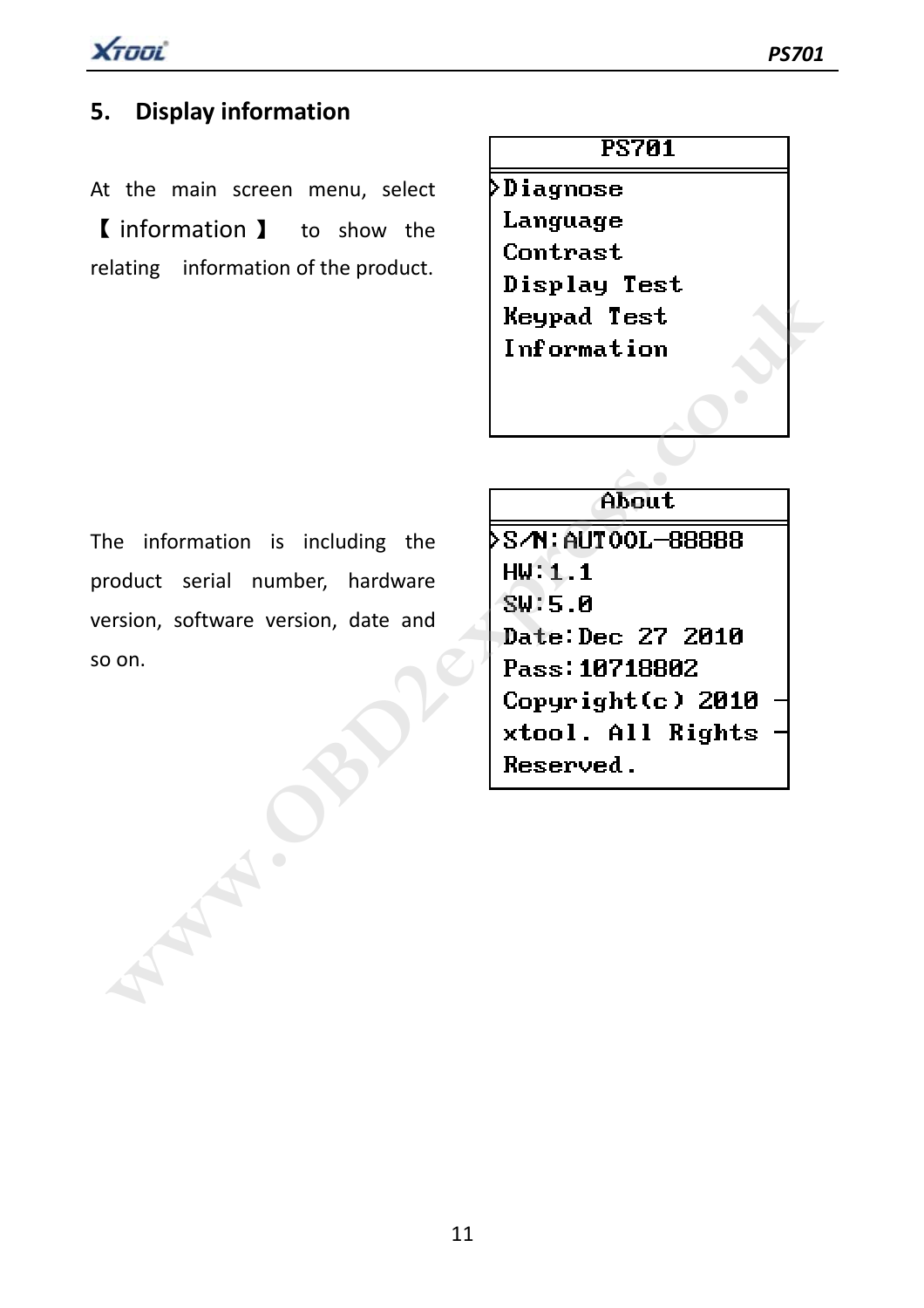## 5. Display information

At the main screen menu, select 【information】 to show the relating information of the product.

```
PS701
>Diagnose
 Language
 Contrast
 Display Test
 Keypad Test
 Information
```

The information is including the product serial number, hardware version, software version, date and so on.

```
About
>S/N:AUTOOL-88888
 HW:1.1
 SW:5.0
 Date:Dec 27 2010
 Pass:10718802
 Copyright(c) 2010 -
 xtool. All Rights -
 Reserved.
```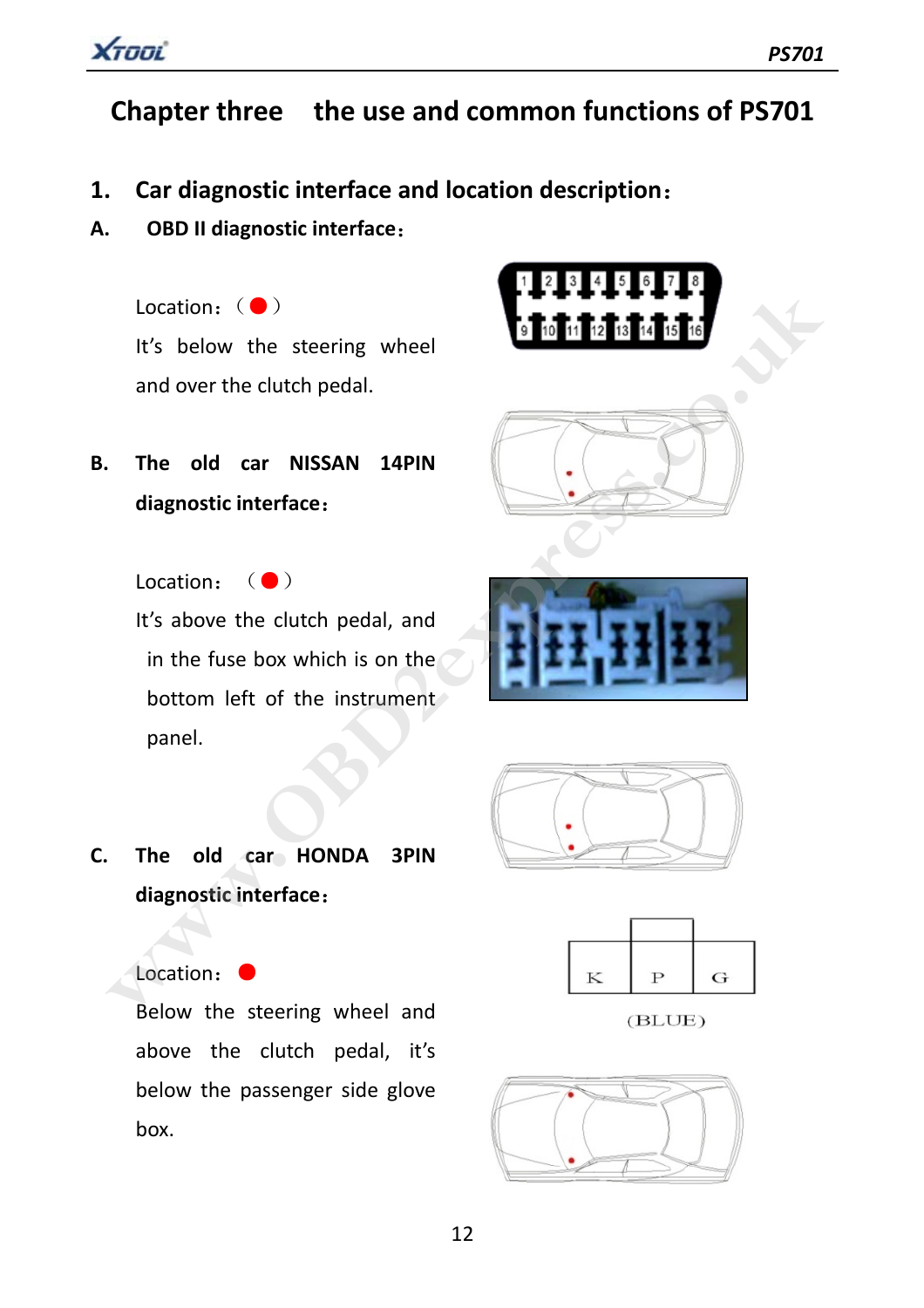# Chapter three the use and common functions of PS701

## 1. Car diagnostic interface and location description：

### A. OBD II diagnostic interface：

Location：（●）

It's below the steering wheel and over the clutch pedal.

### B. The old car NISSAN 14PIN diagnostic interface：

Location：（●）

It's above the clutch pedal, and in the fuse box which is on the bottom left of the instrument panel.

### C. The old car HONDA 3PIN diagnostic interface：

Location：●

Below the steering wheel and above the clutch pedal, it's below the passenger side glove box.

K P G

(BLUE)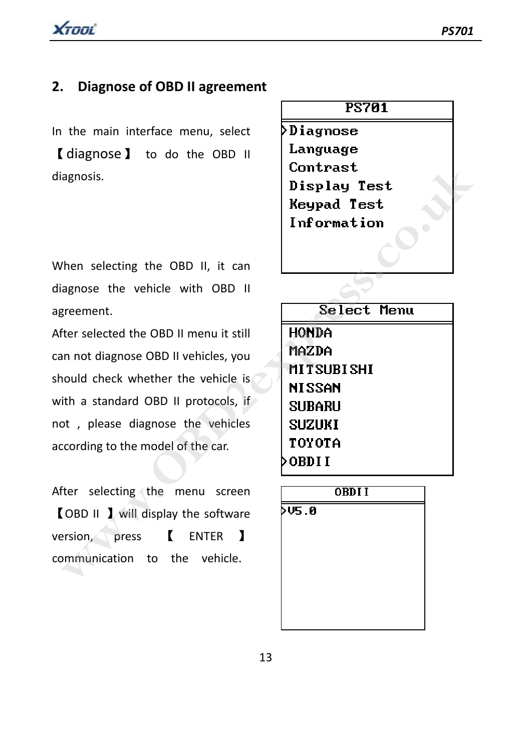## 2. Diagnose of OBD II agreement

In the main interface menu, select 【diagnose】 to do the OBD II diagnosis.

```
PS701
>Diagnose
 Language
 Contrast
 Display Test
 Keypad Test
 Information
```

When selecting the OBD II, it can diagnose the vehicle with OBD II agreement.

After selected the OBD II menu it still can not diagnose OBD II vehicles, you should check whether the vehicle is with a standard OBD II protocols, if not , please diagnose the vehicles according to the model of the car.

```
Select Menu
 HONDA
 MAZDA
 MITSUBISHI
 NISSAN
 SUBARU
 SUZUKI
 TOYOTA
>OBDII
```

After selecting the menu screen 【OBD II 】will display the software version, press 【 ENTER 】 communication to the vehicle.

```
OBDII
>V5.0
```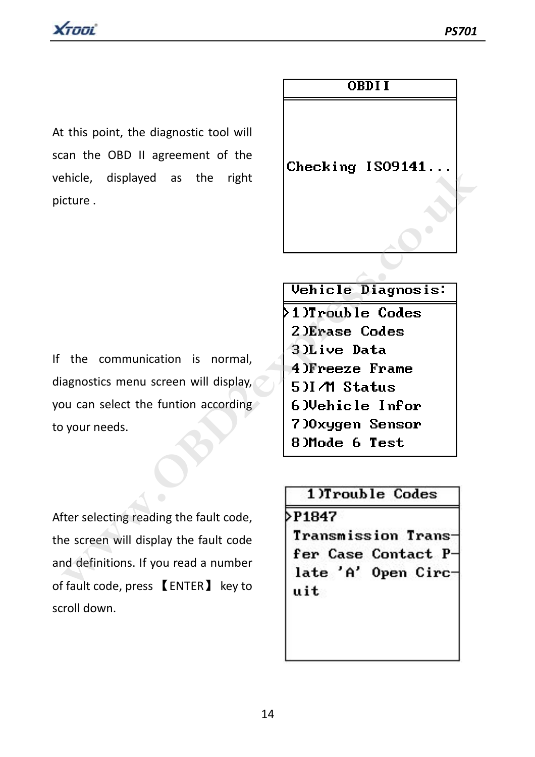At this point, the diagnostic tool will scan the OBD II agreement of the vehicle, displayed as the right picture .

```
OBDII

Checking ISO9141...
```

If the communication is normal, diagnostics menu screen will display, you can select the funtion according to your needs.

```
Vehicle Diagnosis:
>1)Trouble Codes
 2)Erase Codes
 3)Live Data
 4)Freeze Frame
 5)I/M Status
 6)Vehicle Infor
 7)Oxygen Sensor
 8)Mode 6 Test
```

After selecting reading the fault code, the screen will display the fault code and definitions. If you read a number of fault code, press 【ENTER】 key to scroll down.

```
1)Trouble Codes
>P1847
 Transmission Trans-
 fer Case Contact P-
 late 'A' Open Circ-
 uit
```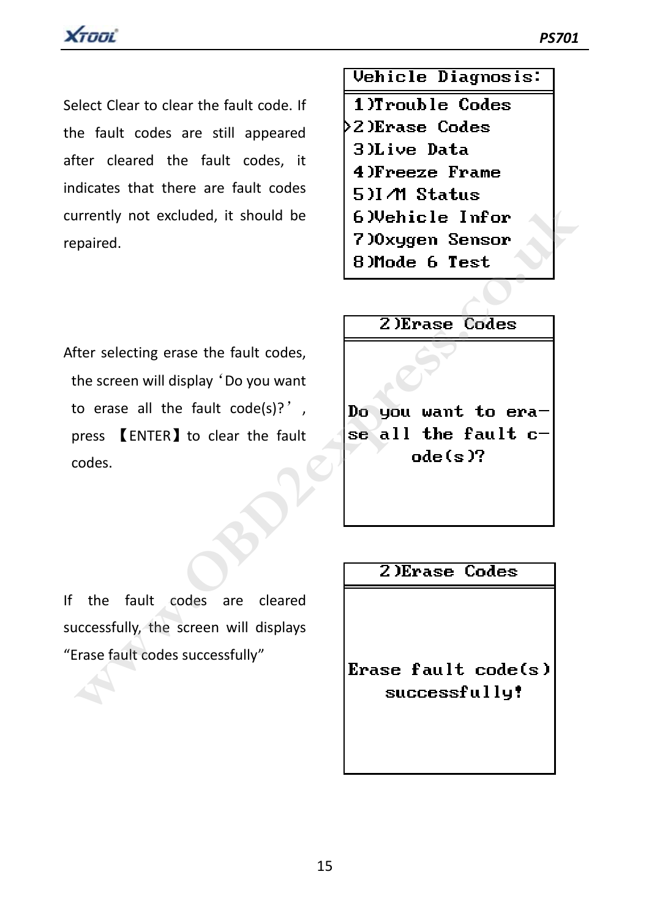Select Clear to clear the fault code. If the fault codes are still appeared after cleared the fault codes, it indicates that there are fault codes currently not excluded, it should be repaired.

```
Vehicle Diagnosis:
 1)Trouble Codes
>2)Erase Codes
 3)Live Data
 4)Freeze Frame
 5)I/M Status
 6)Vehicle Infor
 7)Oxygen Sensor
 8)Mode 6 Test
```

After selecting erase the fault codes, the screen will display‘Do you want to erase all the fault code(s)?’, press 【ENTER】to clear the fault codes.

```
2)Erase Codes

Do you want to era-
se all the fault c-
ode(s)?
```

If the fault codes are cleared successfully, the screen will displays “Erase fault codes successfully”

```
2)Erase Codes

Erase fault code(s)
successfully!
```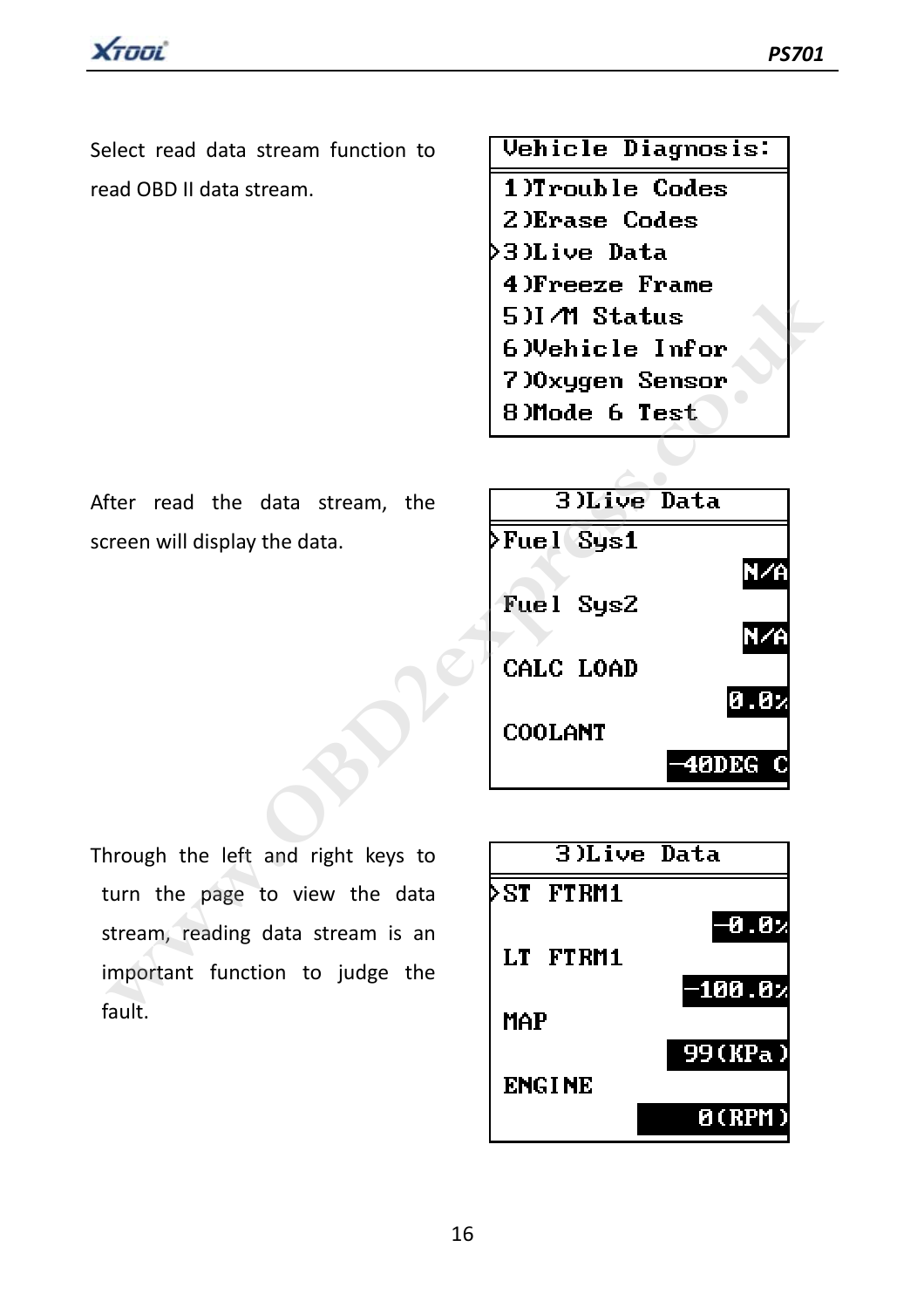Select read data stream function to read OBD II data stream.

```
Vehicle Diagnosis:
 1)Trouble Codes
 2)Erase Codes
>3)Live Data
 4)Freeze Frame
 5)I/M Status
 6)Vehicle Infor
 7)Oxygen Sensor
 8)Mode 6 Test
```

After read the data stream, the screen will display the data.

```
    3)Live Data
>Fuel Sys1
                 N/A
 Fuel Sys2
                 N/A
 CALC LOAD
                0.0%
 COOLANT
            -40DEG C
```

Through the left and right keys to turn the page to view the data stream, reading data stream is an important function to judge the fault.

```
    3)Live Data
>ST FTRM1
               -0.0%
 LT FTRM1
             -100.0%
 MAP
             99(KPa)
 ENGINE
              0(RPM)
```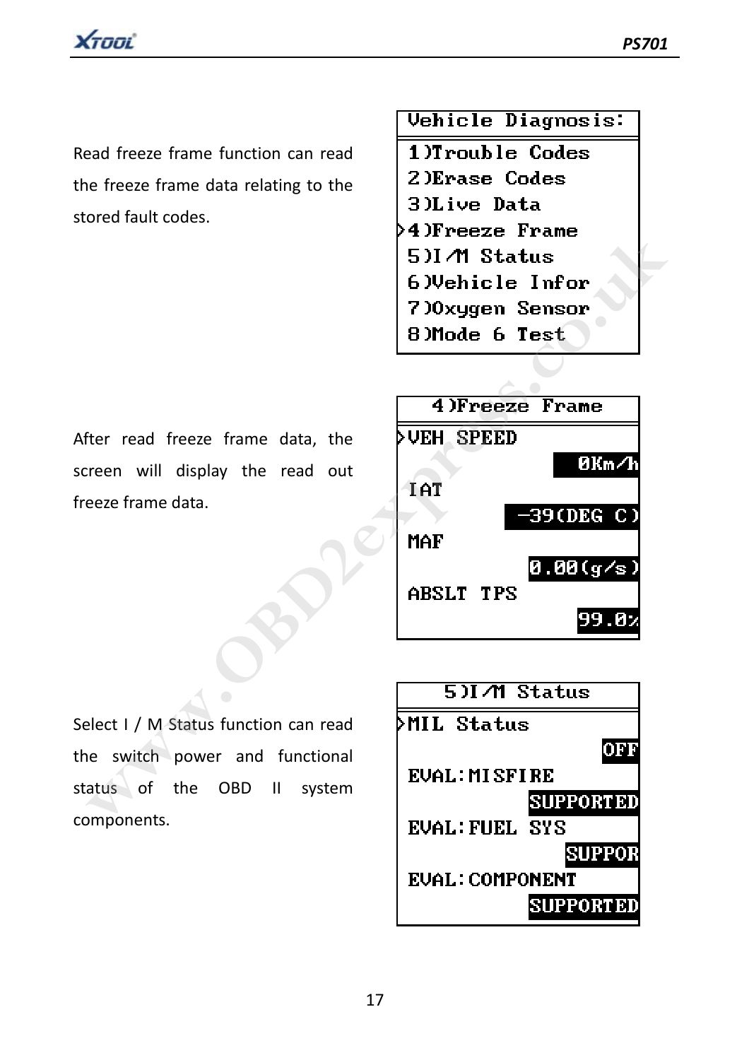Read freeze frame function can read the freeze frame data relating to the stored fault codes.

```
Vehicle Diagnosis:
 1)Trouble Codes
 2)Erase Codes
 3)Live Data
>4)Freeze Frame
 5)I/M Status
 6)Vehicle Infor
 7)Oxygen Sensor
 8)Mode 6 Test
```

After read freeze frame data, the screen will display the read out freeze frame data.

```
 4)Freeze Frame
>VEH SPEED
                0Km/h
 IAT
          -39(DEG C)
 MAF
            0.00(g/s)
 ABSLT TPS
                99.0%
```

Select I / M Status function can read the switch power and functional status of the OBD II system components.

```
 5)I/M Status
>MIL Status
                  OFF
 EVAL:MISFIRE
            SUPPORTED
 EVAL:FUEL SYS
               SUPPOR
 EVAL:COMPONENT
            SUPPORTED
```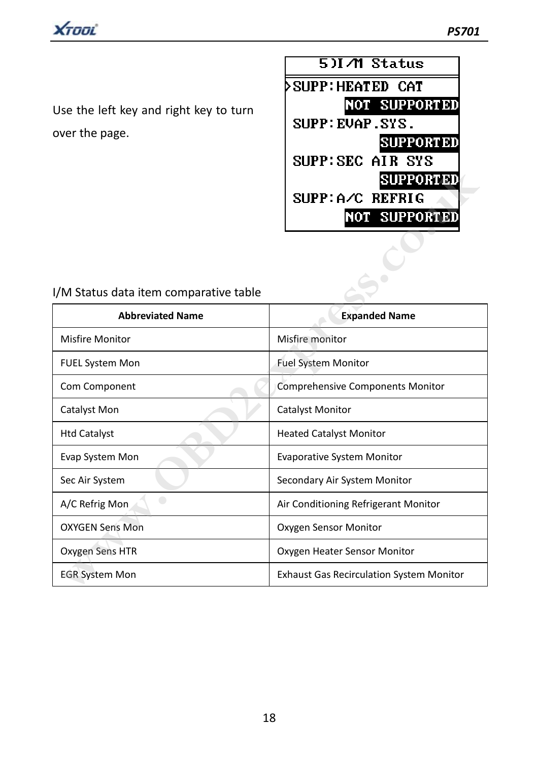Use the left key and right key to turn over the page.

```
5)I/M Status
>SUPP:HEATED CAT
        NOT SUPPORTED
 SUPP:EVAP.SYS.
            SUPPORTED
 SUPP:SEC AIR SYS
            SUPPORTED
 SUPP:A/C REFRIG
        NOT SUPPORTED
```

I/M Status data item comparative table

| Abbreviated Name | Expanded Name |
| --- | --- |
| Misfire Monitor | Misfire monitor |
| FUEL System Mon | Fuel System Monitor |
| Com Component | Comprehensive Components Monitor |
| Catalyst Mon | Catalyst Monitor |
| Htd Catalyst | Heated Catalyst Monitor |
| Evap System Mon | Evaporative System Monitor |
| Sec Air System | Secondary Air System Monitor |
| A/C Refrig Mon | Air Conditioning Refrigerant Monitor |
| OXYGEN Sens Mon | Oxygen Sensor Monitor |
| Oxygen Sens HTR | Oxygen Heater Sensor Monitor |
| EGR System Mon | Exhaust Gas Recirculation System Monitor |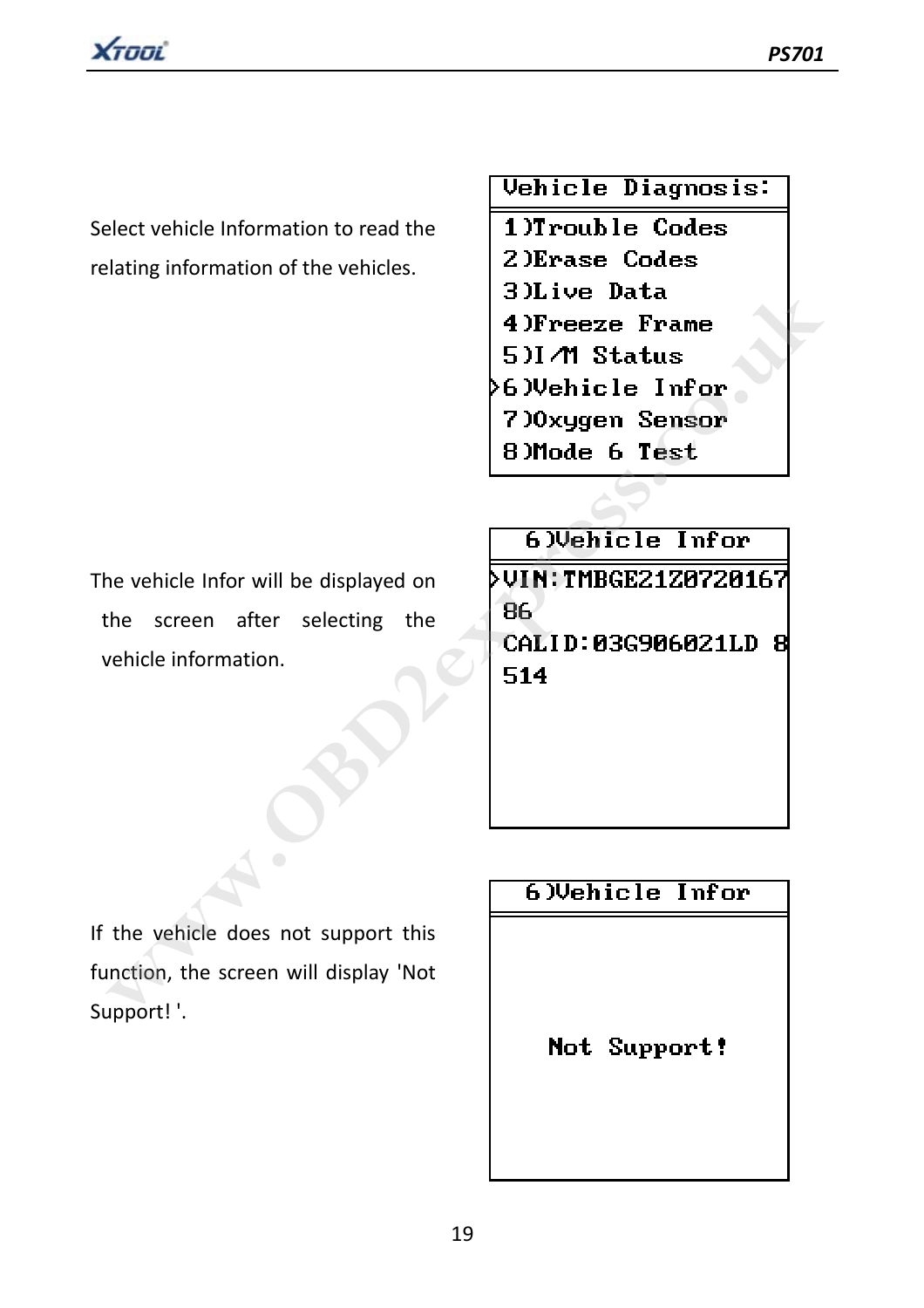Select vehicle Information to read the relating information of the vehicles.

```
Vehicle Diagnosis:
 1)Trouble Codes
 2)Erase Codes
 3)Live Data
 4)Freeze Frame
 5)I/M Status
>6)Vehicle Infor
 7)Oxygen Sensor
 8)Mode 6 Test
```

The vehicle Infor will be displayed on the screen after selecting the vehicle information.

```
  6)Vehicle Infor
>VIN:TMBGE21Z0720167
 86
 CALID:03G906021LD 8
 514
```

If the vehicle does not support this function, the screen will display 'Not Support! '.

```
  6)Vehicle Infor

    Not Support!
```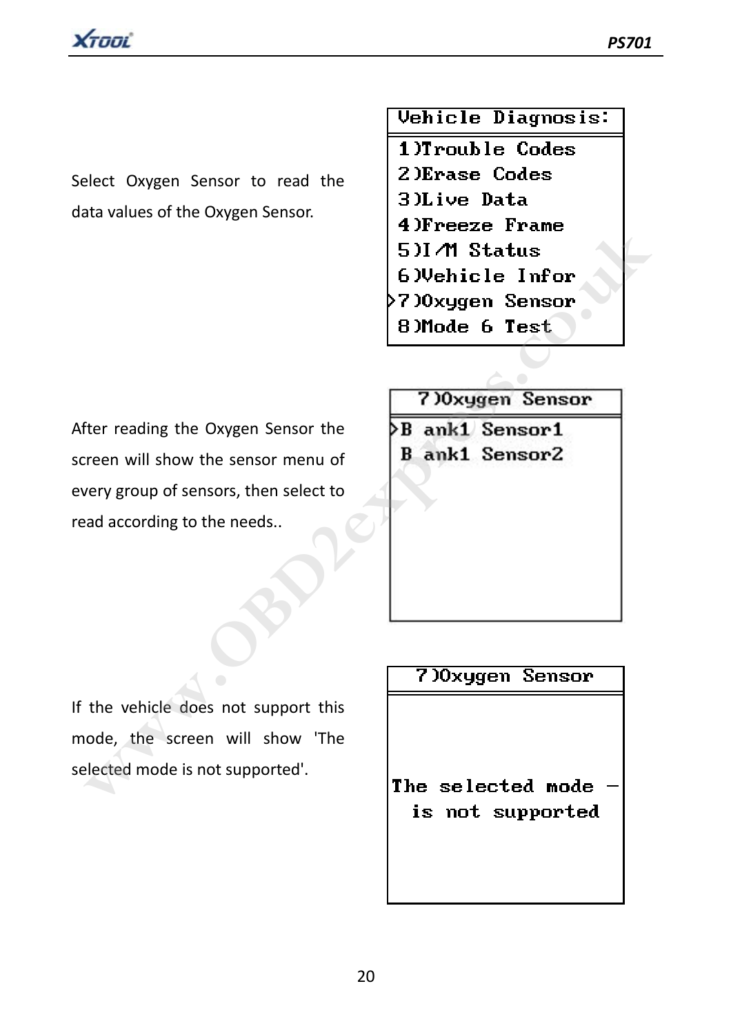Select Oxygen Sensor to read the data values of the Oxygen Sensor.

```
Vehicle Diagnosis:
 1)Trouble Codes
 2)Erase Codes
 3)Live Data
 4)Freeze Frame
 5)I/M Status
 6)Vehicle Infor
>7)Oxygen Sensor
 8)Mode 6 Test
```

After reading the Oxygen Sensor the screen will show the sensor menu of every group of sensors, then select to read according to the needs..

```
  7)Oxygen Sensor
>B ank1 Sensor1
 B ank1 Sensor2
```

If the vehicle does not support this mode, the screen will show 'The selected mode is not supported'.

```
  7)Oxygen Sensor

The selected mode –
  is not supported
```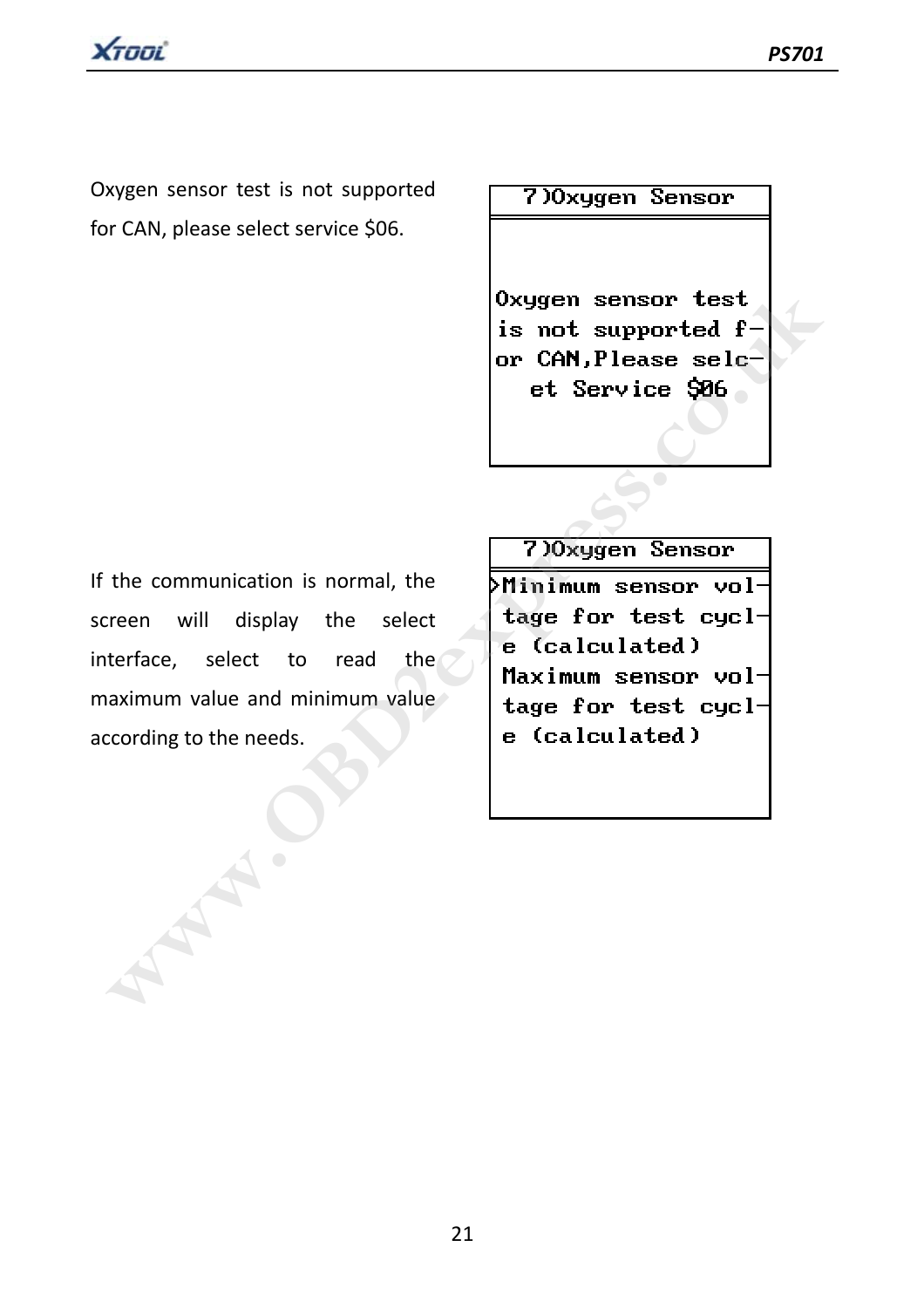Oxygen sensor test is not supported for CAN, please select service $06.

```
7)Oxygen Sensor

Oxygen sensor test
is not supported f-
or CAN,Please selc-
et Service $06
```

If the communication is normal, the screen will display the select interface, select to read the maximum value and minimum value according to the needs.

```
7)Oxygen Sensor
>Minimum sensor vol-
 tage for test cycl-
 e (calculated)
 Maximum sensor vol-
 tage for test cycl-
 e (calculated)
```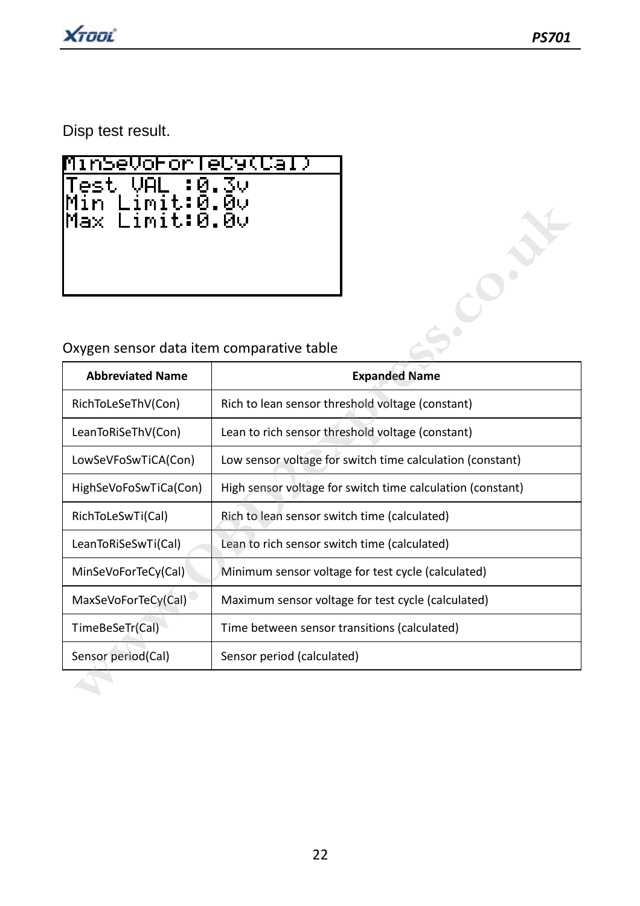Disp test result.

```
MinSeVoForTeCy(Cal)
Test VAL :0.3v
Min Limit:0.0v
Max Limit:0.0v
```

Oxygen sensor data item comparative table

| Abbreviated Name | Expanded Name |
|---|---|
| RichToLeSeThV(Con) | Rich to lean sensor threshold voltage (constant) |
| LeanToRiSeThV(Con) | Lean to rich sensor threshold voltage (constant) |
| LowSeVFoSwTiCA(Con) | Low sensor voltage for switch time calculation (constant) |
| HighSeVoFoSwTiCa(Con) | High sensor voltage for switch time calculation (constant) |
| RichToLeSwTi(Cal) | Rich to lean sensor switch time (calculated) |
| LeanToRiSeSwTi(Cal) | Lean to rich sensor switch time (calculated) |
| MinSeVoForTeCy(Cal) | Minimum sensor voltage for test cycle (calculated) |
| MaxSeVoForTeCy(Cal) | Maximum sensor voltage for test cycle (calculated) |
| TimeBeSeTr(Cal) | Time between sensor transitions (calculated) |
| Sensor period(Cal) | Sensor period (calculated) |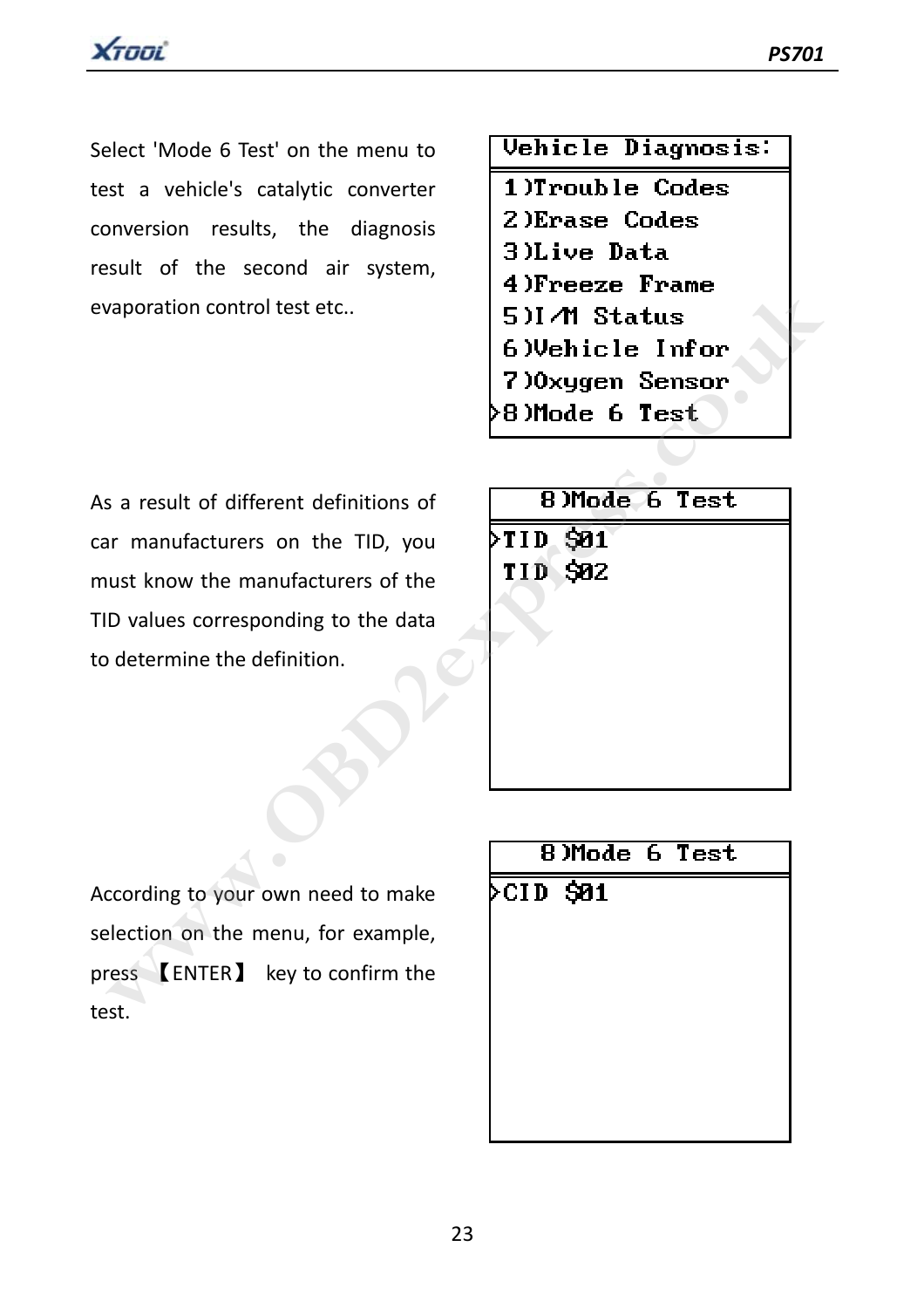Select 'Mode 6 Test' on the menu to test a vehicle's catalytic converter conversion results, the diagnosis result of the second air system, evaporation control test etc..

```
Vehicle Diagnosis:
 1)Trouble Codes
 2)Erase Codes
 3)Live Data
 4)Freeze Frame
 5)I/M Status
 6)Vehicle Infor
 7)Oxygen Sensor
>8)Mode 6 Test
```

As a result of different definitions of car manufacturers on the TID, you must know the manufacturers of the TID values corresponding to the data to determine the definition.

```
   8)Mode 6 Test
>TID $01
 TID $02
```

According to your own need to make selection on the menu, for example, press 【ENTER】 key to confirm the test.

```
   8)Mode 6 Test
>CID $01
```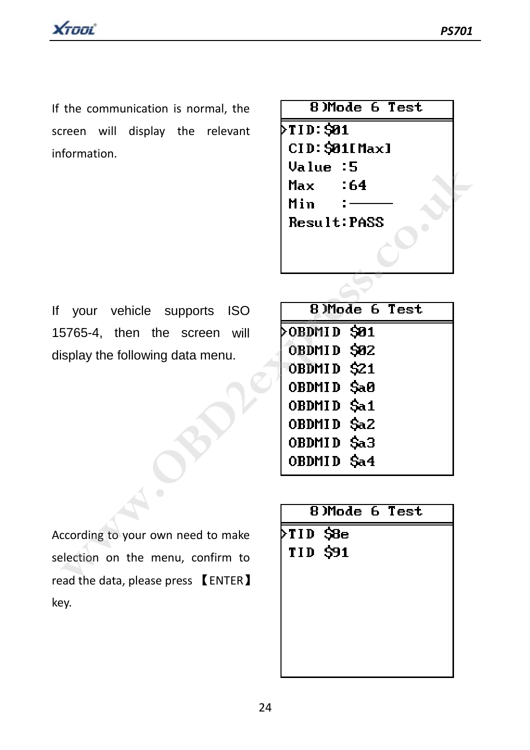If the communication is normal, the screen will display the relevant information.

```
8)Mode 6 Test
>TID:$01
 CID:$01[Max]
 Value :5
 Max   :64
 Min   :——
 Result:PASS
```

If your vehicle supports ISO 15765-4, then the screen will display the following data menu.

```
8)Mode 6 Test
>OBDMID $01
 OBDMID $02
 OBDMID $21
 OBDMID $a0
 OBDMID $a1
 OBDMID $a2
 OBDMID $a3
 OBDMID $a4
```

According to your own need to make selection on the menu, confirm to read the data, please press 【ENTER】 key.

```
8)Mode 6 Test
>TID $8e
 TID $91
```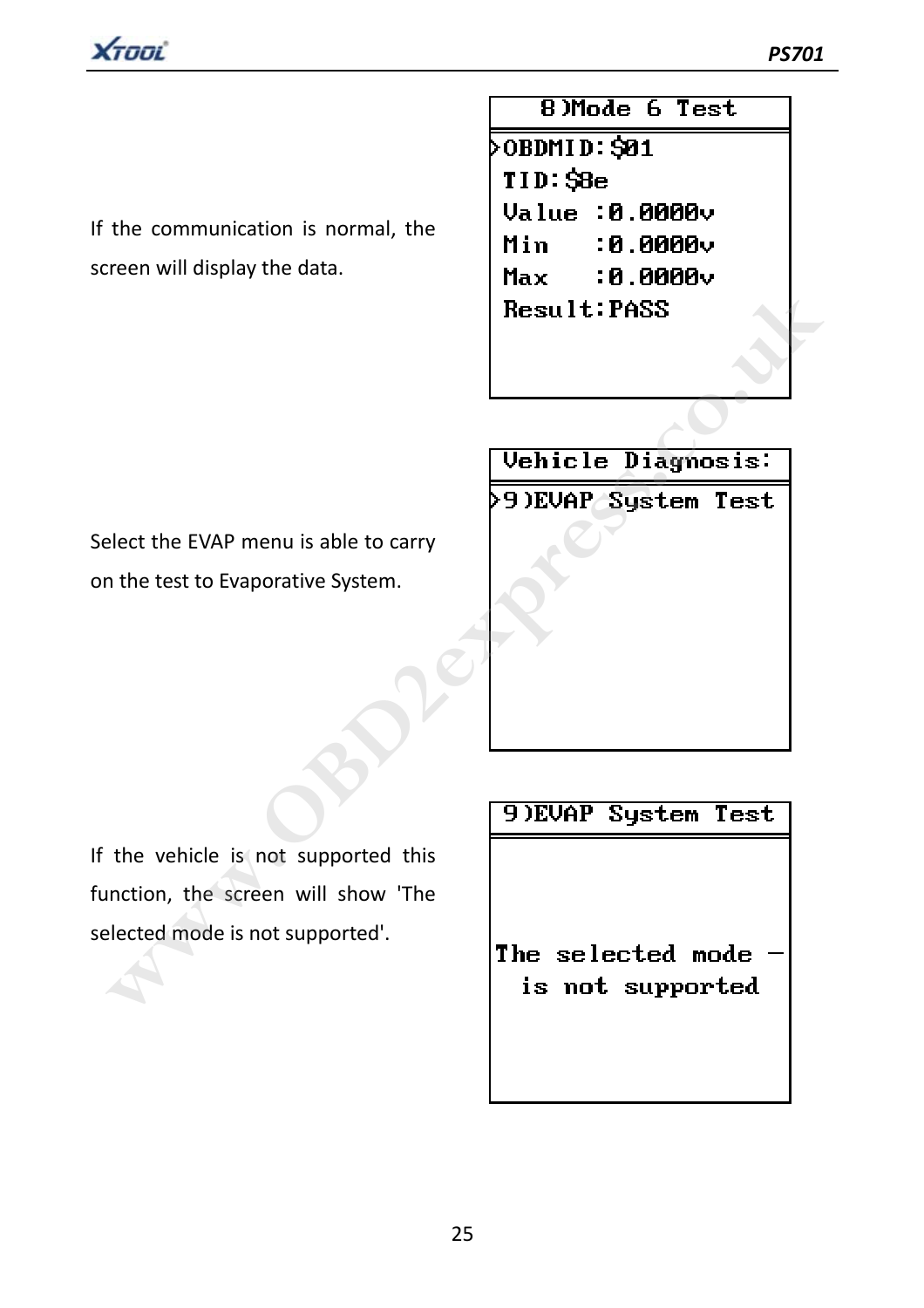If the communication is normal, the screen will display the data.

```
8)Mode 6 Test
>OBDMID:$01
 TID:$8e
 Value :0.0000v
 Min   :0.0000v
 Max   :0.0000v
 Result:PASS
```

Select the EVAP menu is able to carry on the test to Evaporative System.

```
Vehicle Diagnosis:
>9)EVAP System Test
```

If the vehicle is not supported this function, the screen will show 'The selected mode is not supported'.

```
9)EVAP System Test

The selected mode -
  is not supported
```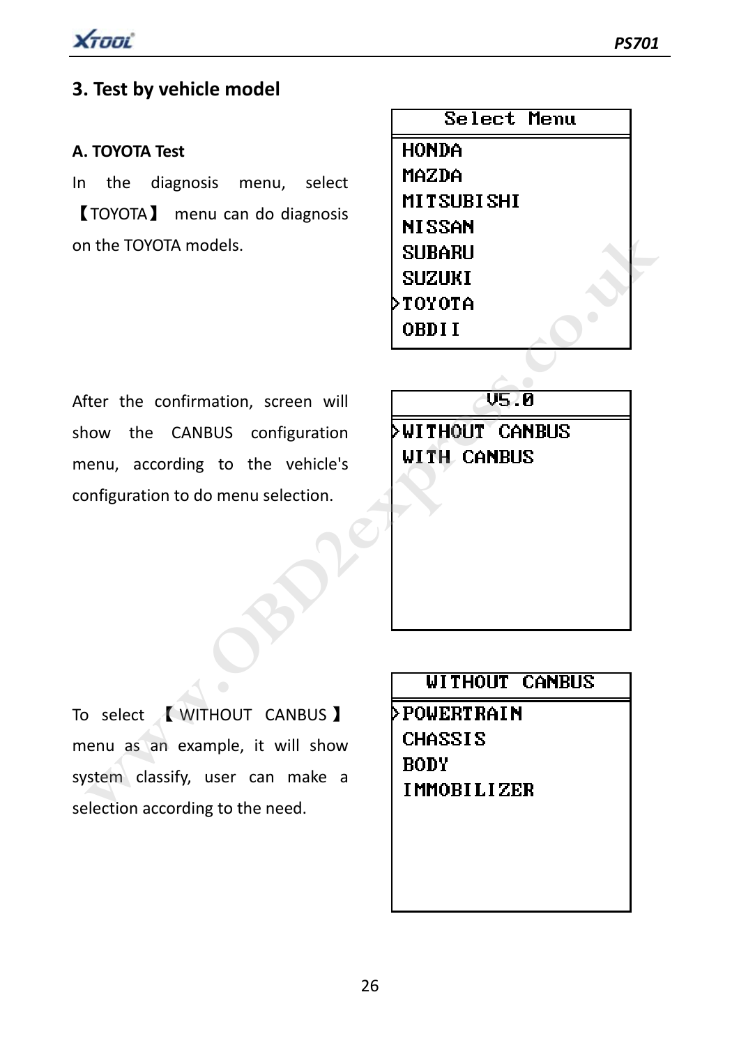## 3. Test by vehicle model

### A. TOYOTA Test

In the diagnosis menu, select 【TOYOTA】 menu can do diagnosis on the TOYOTA models.

```
Select Menu
HONDA
MAZDA
MITSUBISHI
NISSAN
SUBARU
SUZUKI
>TOYOTA
OBDII
```

After the confirmation, screen will show the CANBUS configuration menu, according to the vehicle's configuration to do menu selection.

```
V5.0
>WITHOUT CANBUS
WITH CANBUS
```

To select 【WITHOUT CANBUS】 menu as an example, it will show system classify, user can make a selection according to the need.

```
WITHOUT CANBUS
>POWERTRAIN
CHASSIS
BODY
IMMOBILIZER
```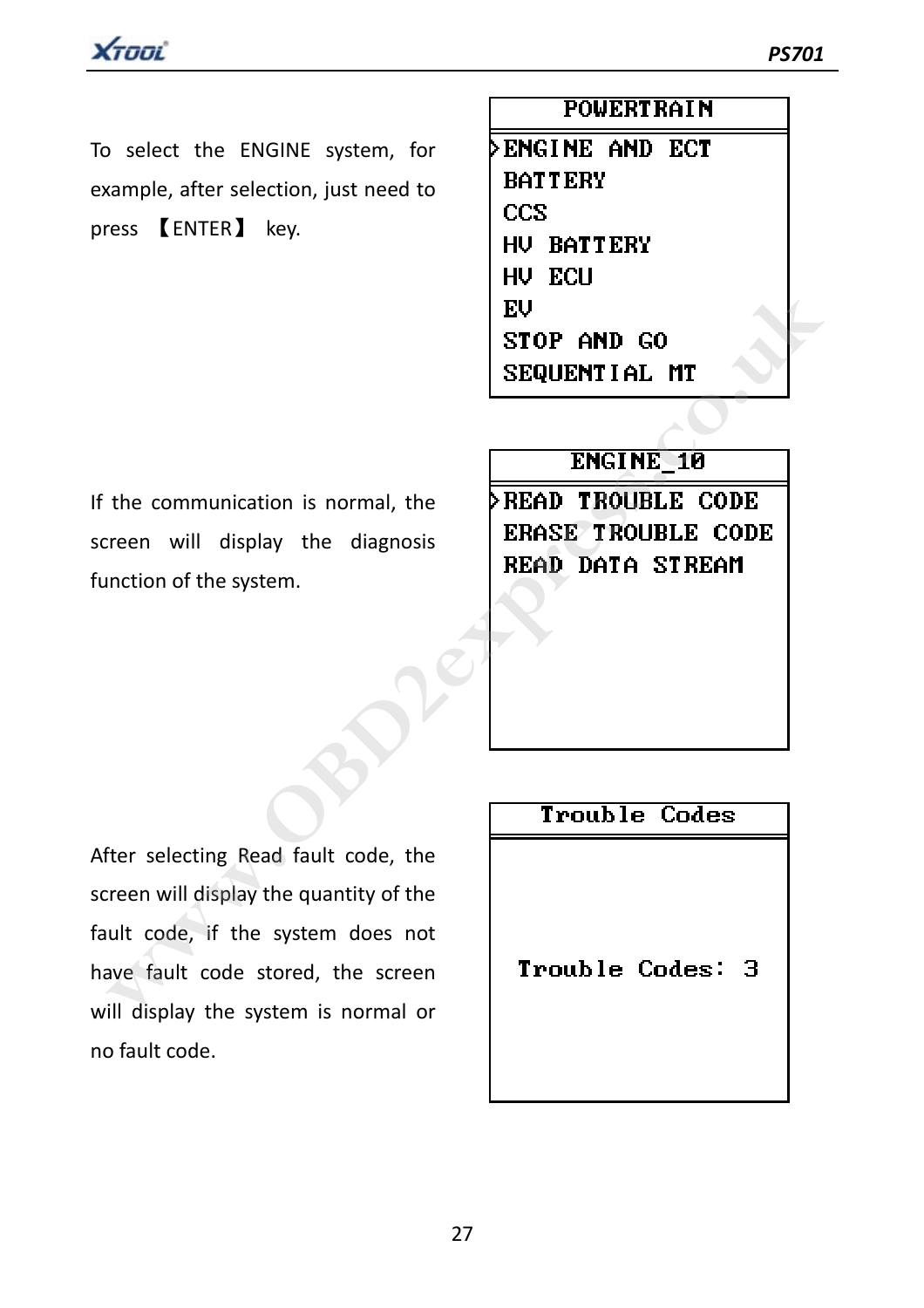To select the ENGINE system, for example, after selection, just need to press 【ENTER】 key.

```
POWERTRAIN
>ENGINE AND ECT
BATTERY
CCS
HV BATTERY
HV ECU
EV
STOP AND GO
SEQUENTIAL MT
```

If the communication is normal, the screen will display the diagnosis function of the system.

```
ENGINE_10
>READ TROUBLE CODE
ERASE TROUBLE CODE
READ DATA STREAM
```

After selecting Read fault code, the screen will display the quantity of the fault code, if the system does not have fault code stored, the screen will display the system is normal or no fault code.

```
Trouble Codes

Trouble Codes: 3
```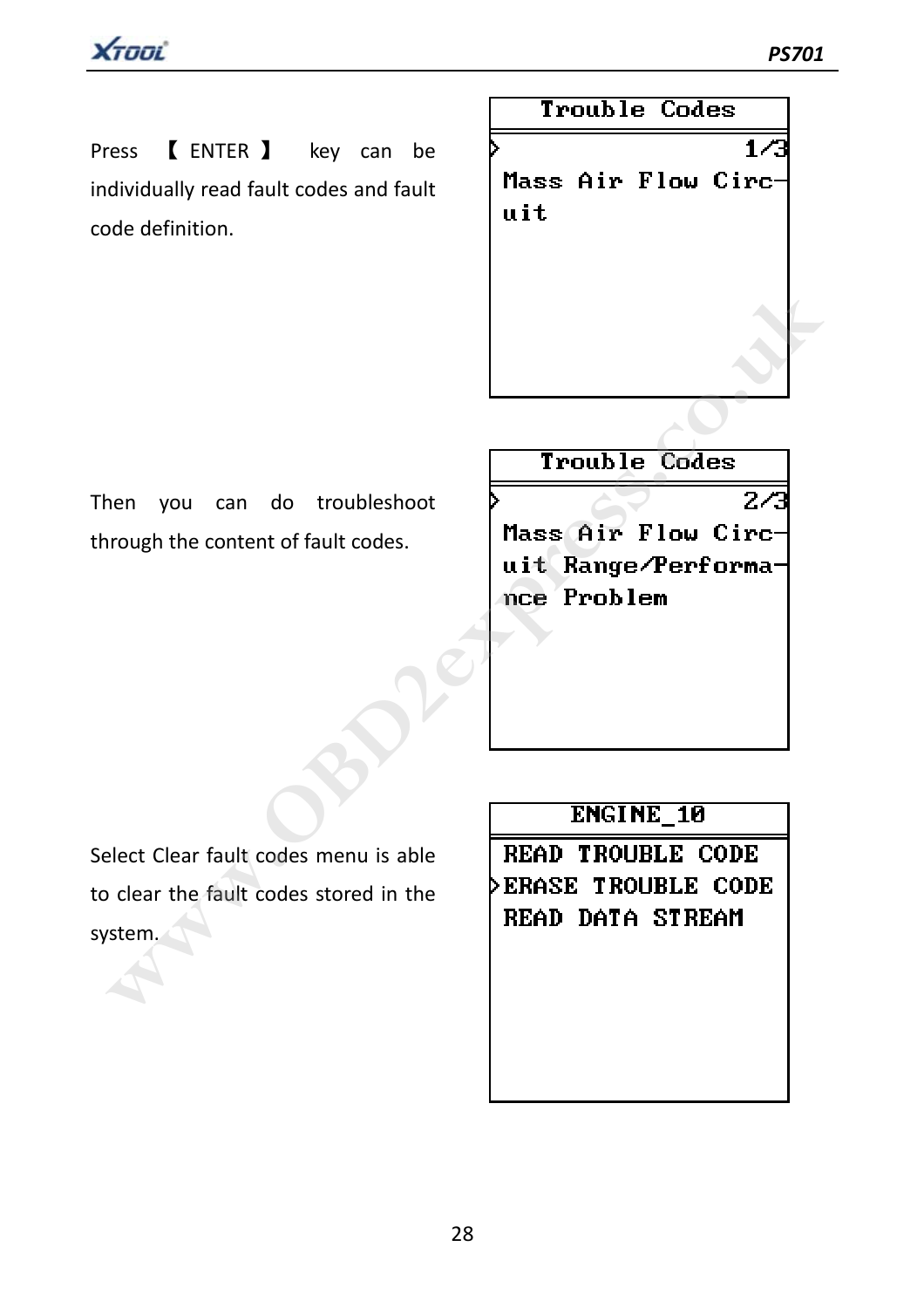Press 【ENTER】 key can be individually read fault codes and fault code definition.

```
Trouble Codes
>                1/3
Mass Air Flow Circ-
uit
```

Then you can do troubleshoot through the content of fault codes.

```
Trouble Codes
>                2/3
Mass Air Flow Circ-
uit Range/Performa-
nce Problem
```

Select Clear fault codes menu is able to clear the fault codes stored in the system.

```
ENGINE_10
 READ TROUBLE CODE
>ERASE TROUBLE CODE
 READ DATA STREAM
```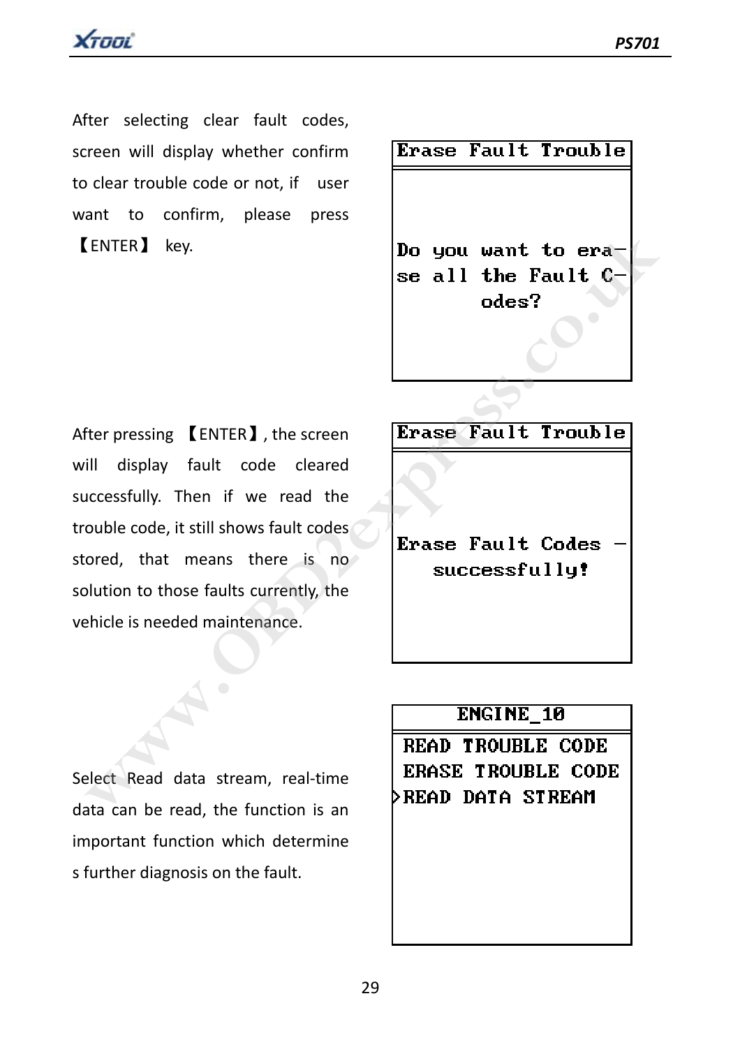After selecting clear fault codes, screen will display whether confirm to clear trouble code or not, if user want to confirm, please press 【ENTER】 key.

```
Erase Fault Trouble

Do you want to era-
se all the Fault C-
odes?
```

After pressing 【ENTER】, the screen will display fault code cleared successfully. Then if we read the trouble code, it still shows fault codes stored, that means there is no solution to those faults currently, the vehicle is needed maintenance.

```
Erase Fault Trouble

Erase Fault Codes -
successfully!
```

Select Read data stream, real-time data can be read, the function is an important function which determine s further diagnosis on the fault.

```
ENGINE_10
 READ TROUBLE CODE
 ERASE TROUBLE CODE
>READ DATA STREAM
```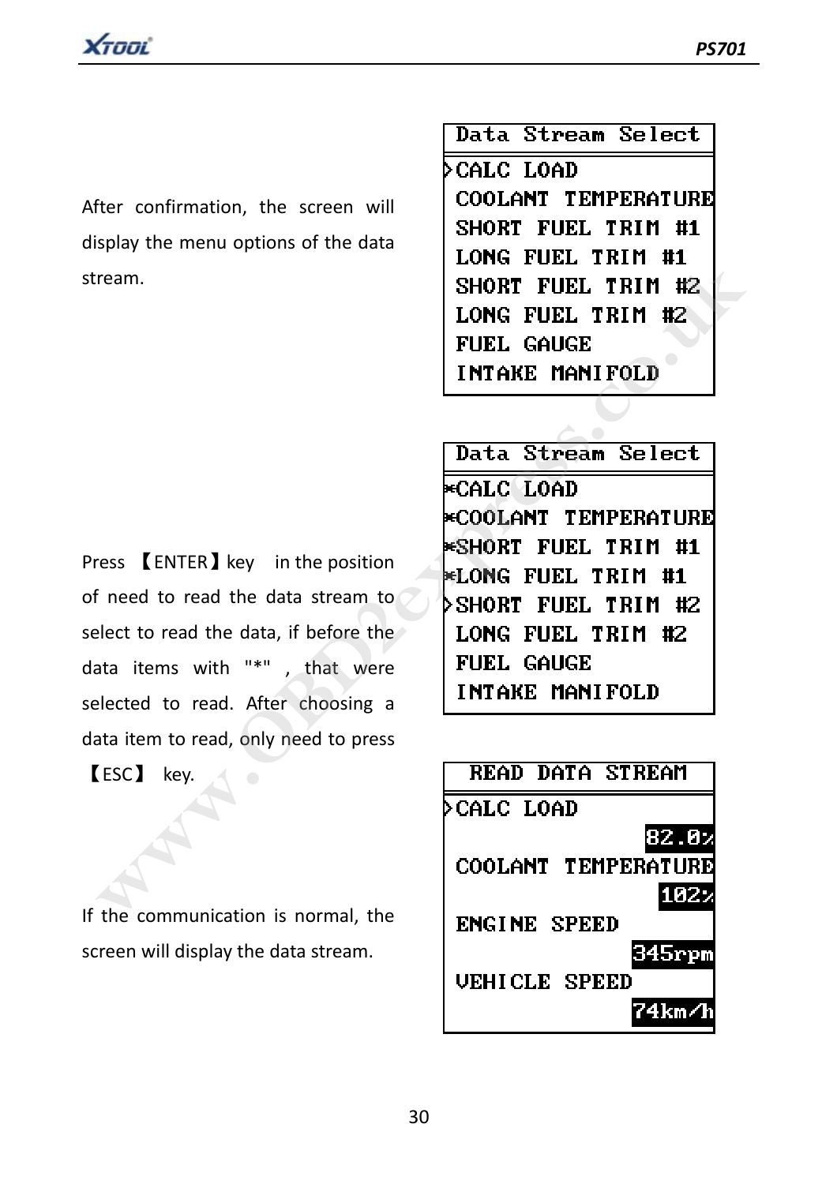After confirmation, the screen will display the menu options of the data stream.

```
Data Stream Select
>CALC LOAD
 COOLANT TEMPERATURE
 SHORT FUEL TRIM #1
 LONG FUEL TRIM #1
 SHORT FUEL TRIM #2
 LONG FUEL TRIM #2
 FUEL GAUGE
 INTAKE MANIFOLD
```

Press 【ENTER】key in the position of need to read the data stream to select to read the data, if before the data items with "*" , that were selected to read. After choosing a data item to read, only need to press 【ESC】 key.

```
Data Stream Select
*CALC LOAD
*COOLANT TEMPERATURE
*SHORT FUEL TRIM #1
*LONG FUEL TRIM #1
>SHORT FUEL TRIM #2
 LONG FUEL TRIM #2
 FUEL GAUGE
 INTAKE MANIFOLD
```

If the communication is normal, the screen will display the data stream.

```
READ DATA STREAM
>CALC LOAD
                82.0%
 COOLANT TEMPERATURE
                 102%
 ENGINE SPEED
               345rpm
 VEHICLE SPEED
               74km/h
```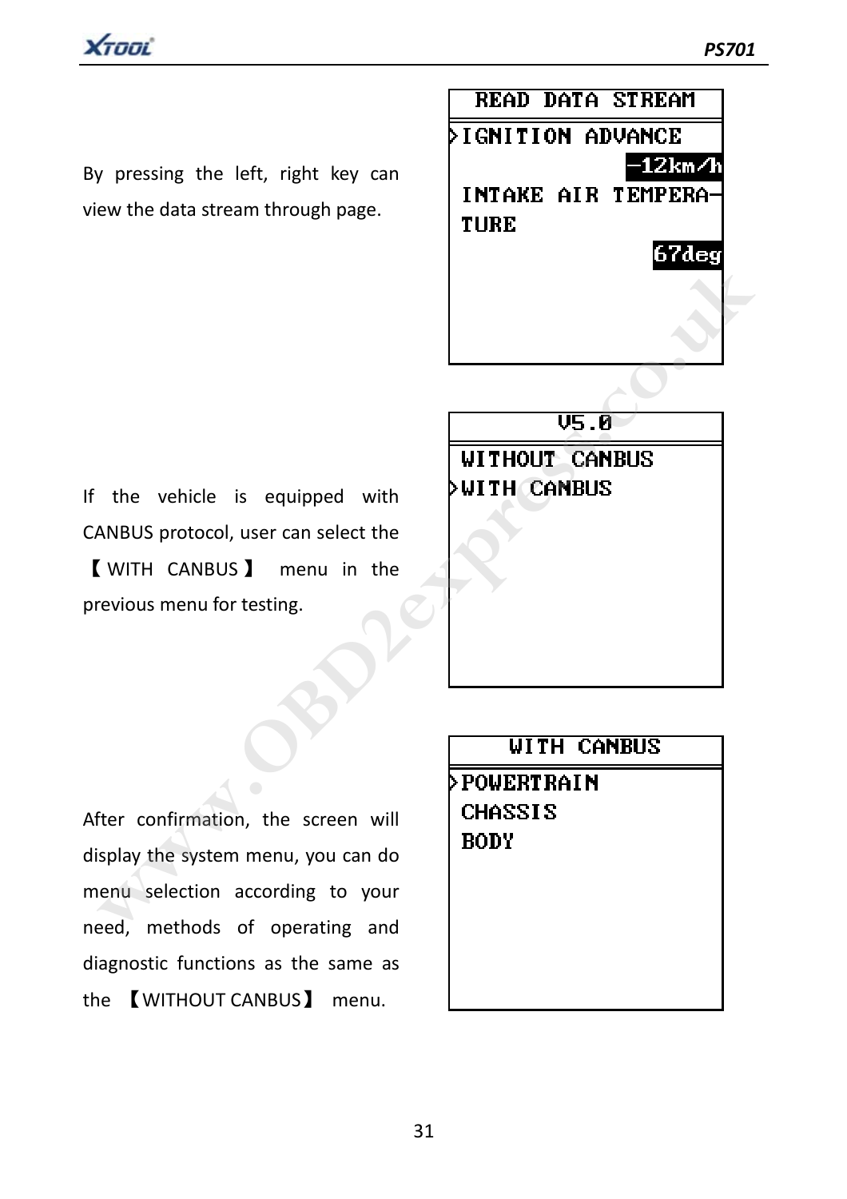By pressing the left, right key can view the data stream through page.

```
READ DATA STREAM
>IGNITION ADVANCE
                -12km/h
 INTAKE AIR TEMPERA-
 TURE
                  67deg
```

If the vehicle is equipped with CANBUS protocol, user can select the 【WITH CANBUS】 menu in the previous menu for testing.

```
V5.0
 WITHOUT CANBUS
>WITH CANBUS
```

After confirmation, the screen will display the system menu, you can do menu selection according to your need, methods of operating and diagnostic functions as the same as the 【WITHOUT CANBUS】 menu.

```
WITH CANBUS
>POWERTRAIN
 CHASSIS
 BODY
```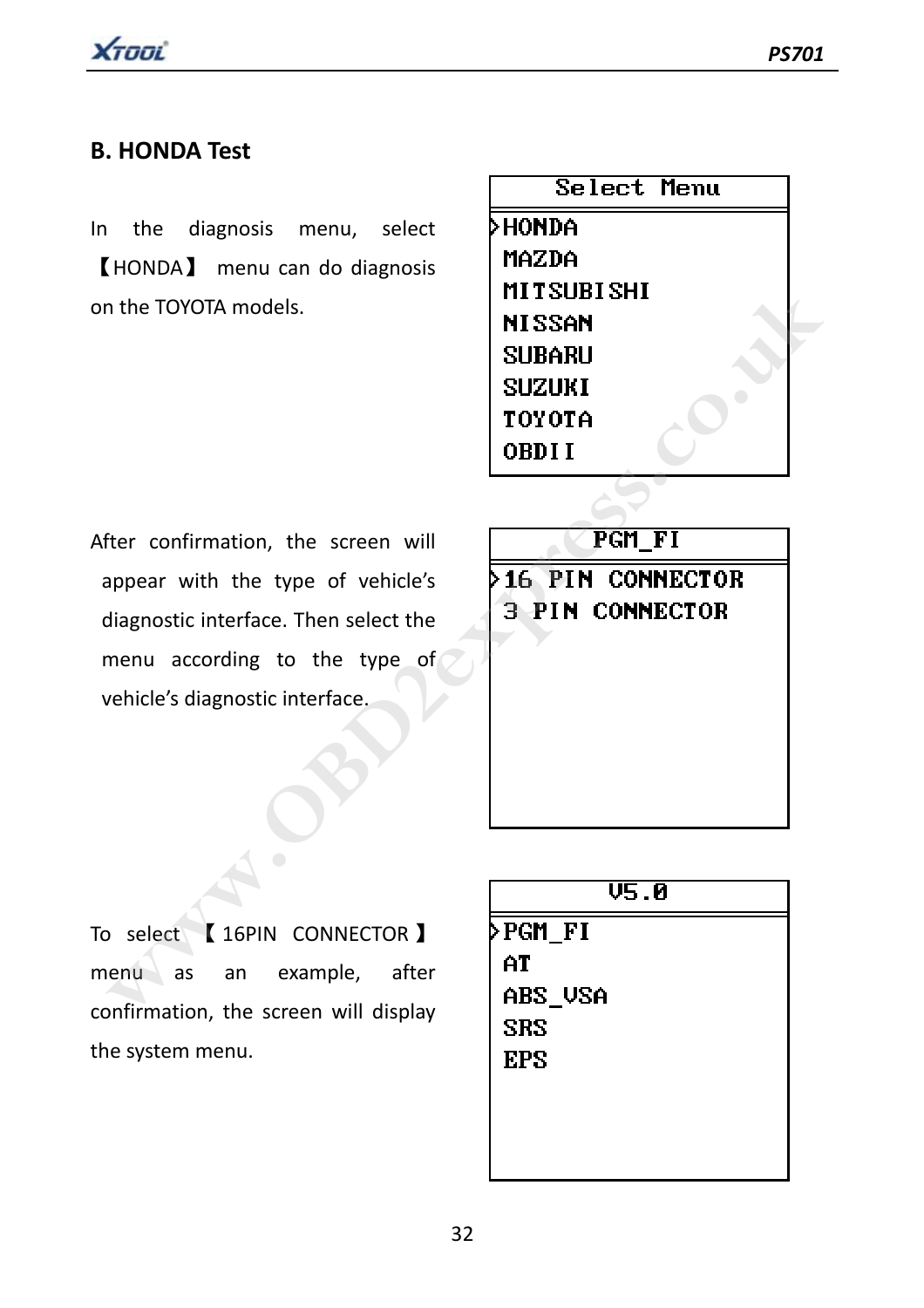## B. HONDA Test

In the diagnosis menu, select 【HONDA】 menu can do diagnosis on the TOYOTA models.

```
Select Menu
>HONDA
 MAZDA
 MITSUBISHI
 NISSAN
 SUBARU
 SUZUKI
 TOYOTA
 OBDII
```

After confirmation, the screen will appear with the type of vehicle's diagnostic interface. Then select the menu according to the type of vehicle's diagnostic interface.

```
PGM_FI
>16 PIN CONNECTOR
 3 PIN CONNECTOR
```

To select 【16PIN CONNECTOR】 menu as an example, after confirmation, the screen will display the system menu.

```
V5.0
>PGM_FI
 AT
 ABS_VSA
 SRS
 EPS
```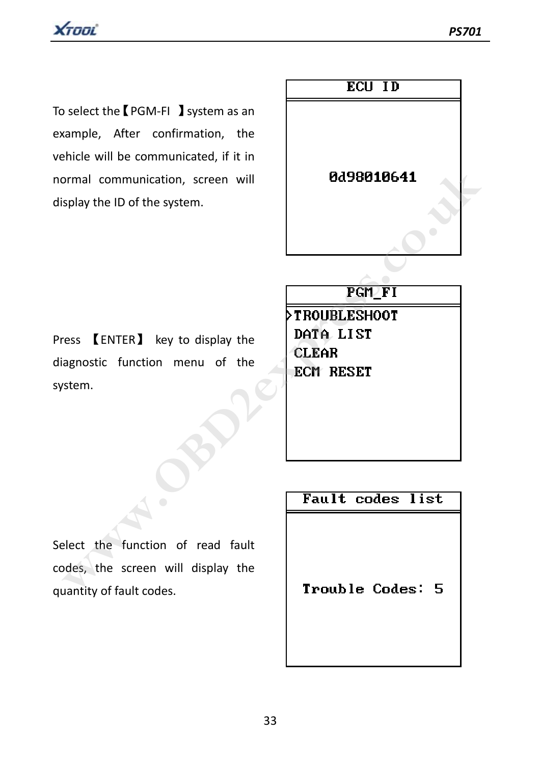To select the【PGM-FI 】system as an example, After confirmation, the vehicle will be communicated, if it in normal communication, screen will display the ID of the system.

```
ECU ID

0d98010641
```

Press 【ENTER】 key to display the diagnostic function menu of the system.

```
PGM_FI
>TROUBLESHOOT
 DATA LIST
 CLEAR
 ECM RESET
```

Select the function of read fault codes, the screen will display the quantity of fault codes.

```
Fault codes list

Trouble Codes: 5
```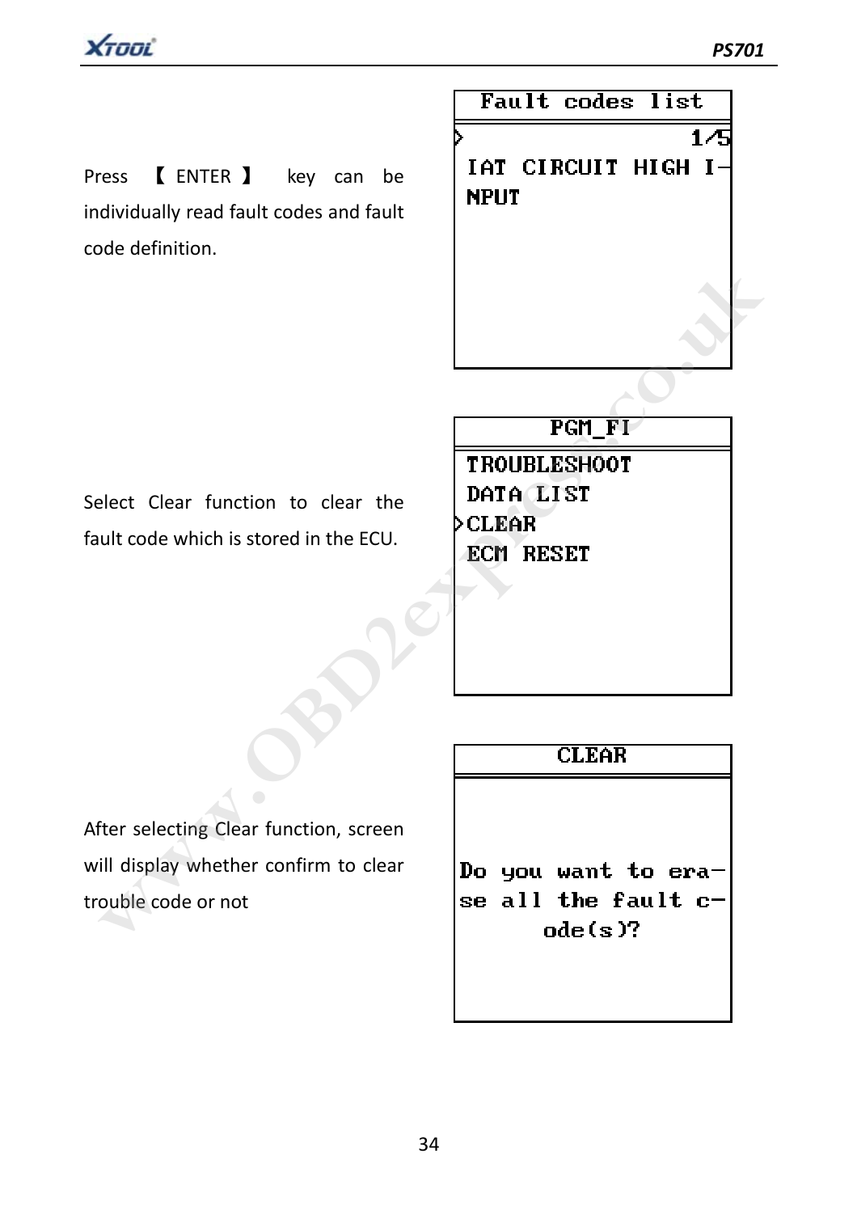Press 【ENTER】 key can be individually read fault codes and fault code definition.

```
Fault codes list
>                 1/5
 IAT CIRCUIT HIGH I-
 NPUT
```

Select Clear function to clear the fault code which is stored in the ECU.

```
PGM_FI
 TROUBLESHOOT
 DATA LIST
>CLEAR
 ECM RESET
```

After selecting Clear function, screen will display whether confirm to clear trouble code or not

```
CLEAR

Do you want to era-
se all the fault c-
ode(s)?
```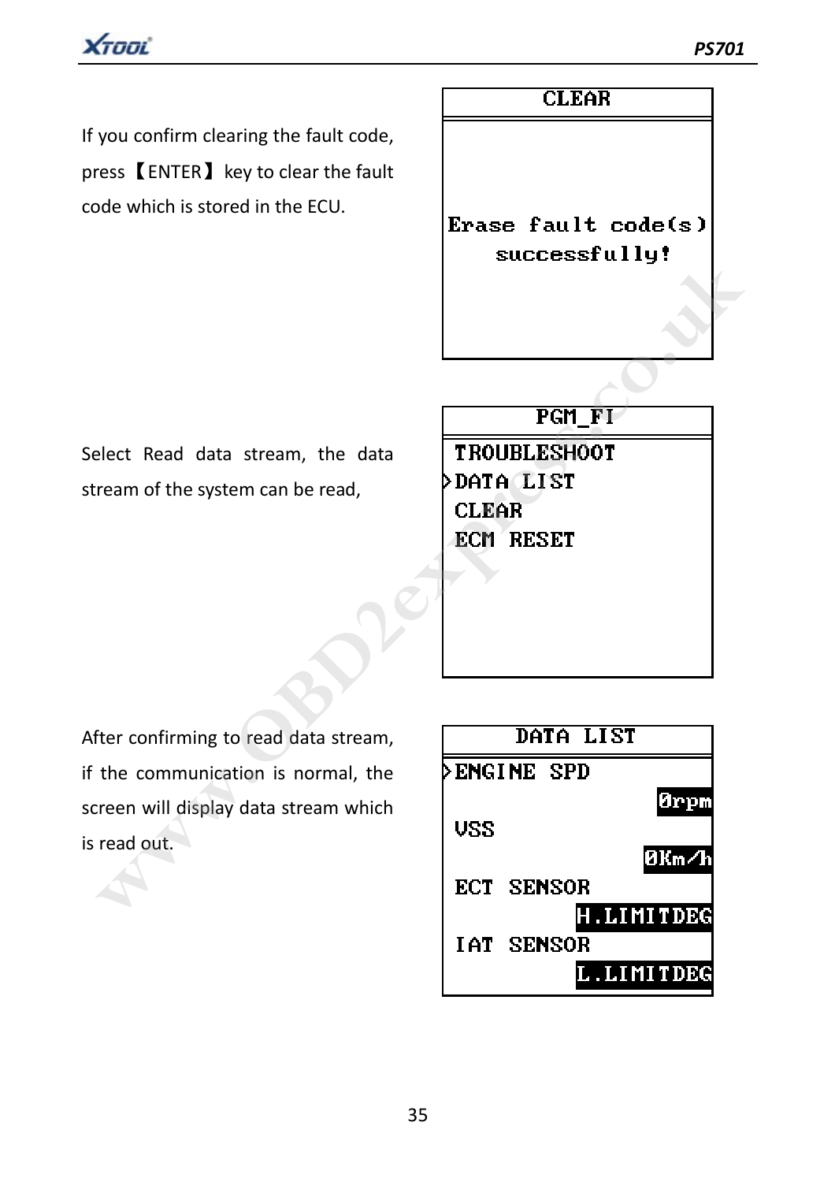If you confirm clearing the fault code, press【ENTER】key to clear the fault code which is stored in the ECU.

```
CLEAR

Erase fault code(s)
successfully!
```

Select Read data stream, the data stream of the system can be read,

```
PGM_FI

TROUBLESHOOT
>DATA LIST
CLEAR
ECM RESET
```

After confirming to read data stream, if the communication is normal, the screen will display data stream which is read out.

```
DATA LIST

>ENGINE SPD
                  0rpm
VSS
                 0Km/h
ECT SENSOR
            H.LIMITDEG
IAT SENSOR
            L.LIMITDEG
```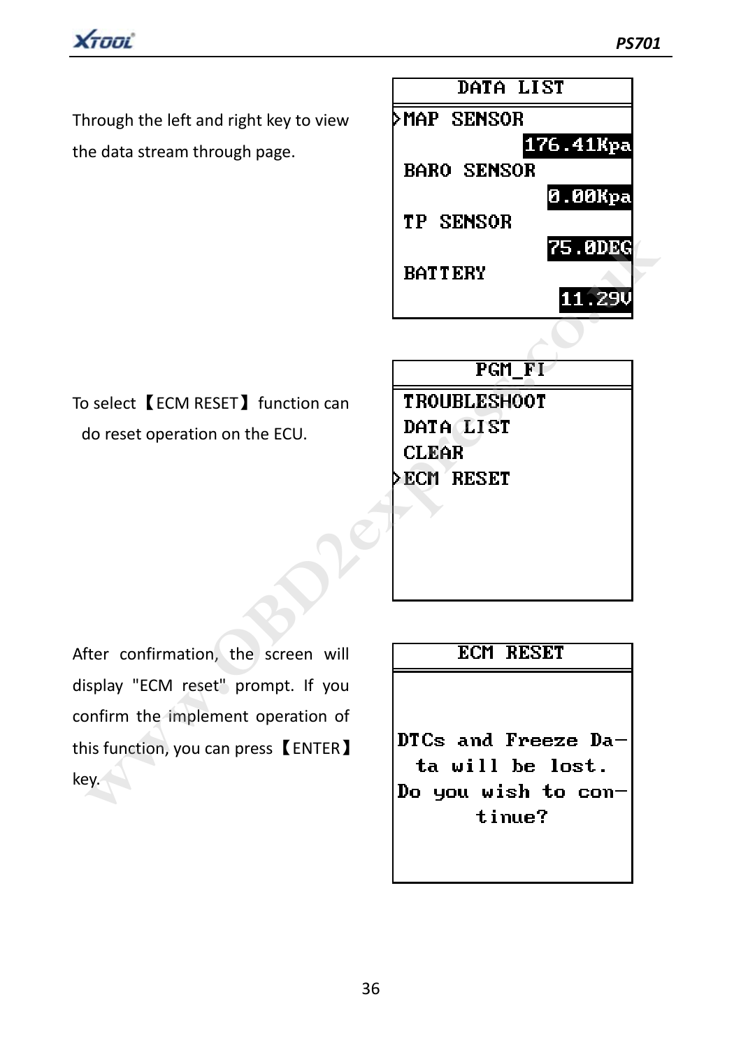Through the left and right key to view the data stream through page.

```
DATA LIST
>MAP SENSOR
        176.41Kpa
 BARO SENSOR
          0.00Kpa
 TP SENSOR
          75.0DEG
 BATTERY
           11.29V
```

To select【ECM RESET】function can do reset operation on the ECU.

```
PGM_FI
 TROUBLESHOOT
 DATA LIST
 CLEAR
>ECM RESET
```

After confirmation, the screen will display "ECM reset" prompt. If you confirm the implement operation of this function, you can press【ENTER】key.

```
ECM RESET

DTCs and Freeze Da-
ta will be lost.
Do you wish to con-
tinue?
```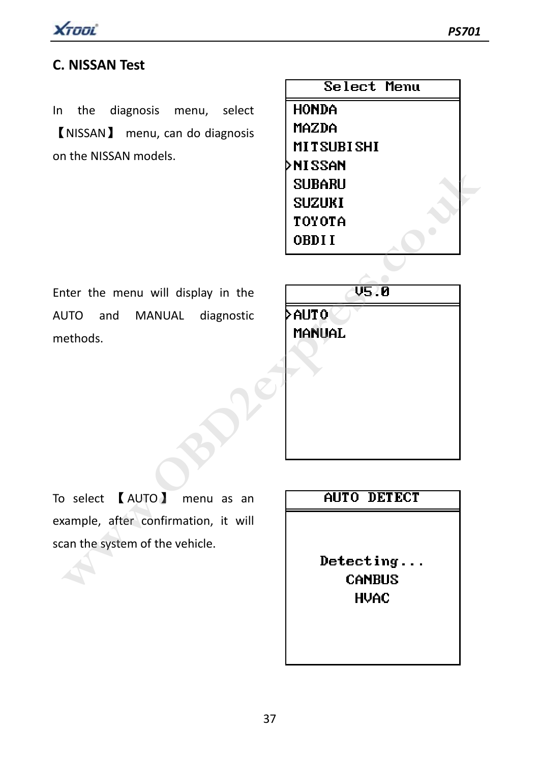## C. NISSAN Test

In the diagnosis menu, select 【NISSAN】 menu, can do diagnosis on the NISSAN models.

```
Select Menu
HONDA
MAZDA
MITSUBISHI
>NISSAN
SUBARU
SUZUKI
TOYOTA
OBDII
```

Enter the menu will display in the AUTO and MANUAL diagnostic methods.

```
V5.0
>AUTO
MANUAL
```

To select 【AUTO】 menu as an example, after confirmation, it will scan the system of the vehicle.

```
AUTO DETECT

Detecting...
CANBUS
HVAC
```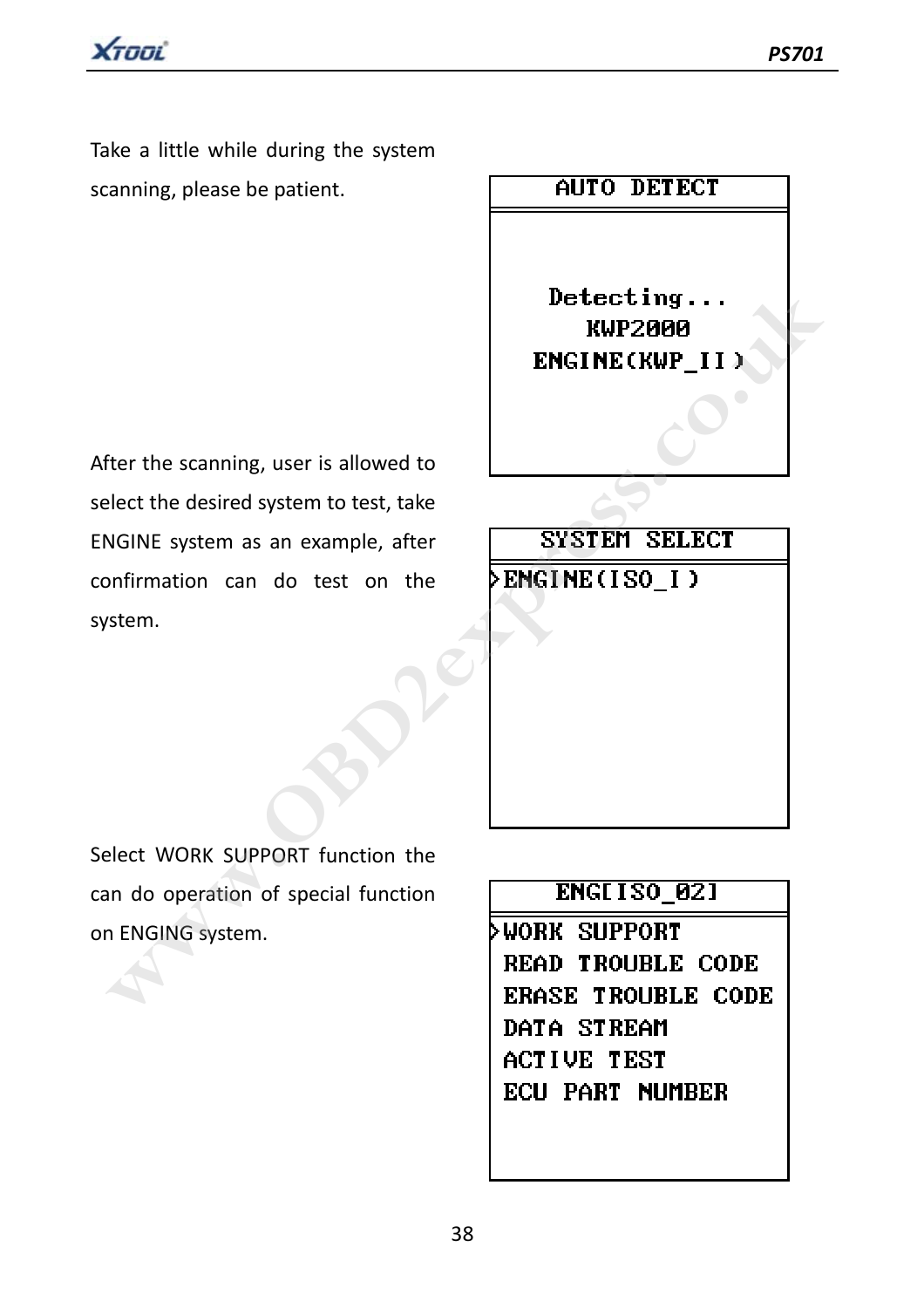Take a little while during the system scanning, please be patient.

```
AUTO DETECT

Detecting...
KWP2000
ENGINE(KWP_II)
```

After the scanning, user is allowed to select the desired system to test, take ENGINE system as an example, after confirmation can do test on the system.

```
SYSTEM SELECT
>ENGINE(ISO_I)
```

Select WORK SUPPORT function the can do operation of special function on ENGING system.

```
ENG[ISO_02]
>WORK SUPPORT
 READ TROUBLE CODE
 ERASE TROUBLE CODE
 DATA STREAM
 ACTIVE TEST
 ECU PART NUMBER
```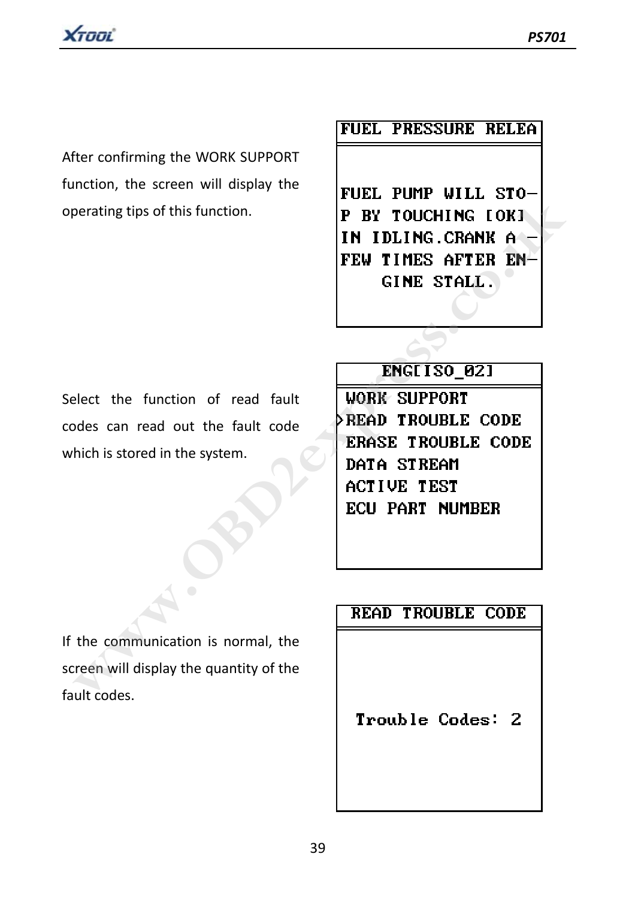After confirming the WORK SUPPORT function, the screen will display the operating tips of this function.

```
FUEL PRESSURE RELEA

FUEL PUMP WILL STO-
P BY TOUCHING [OK]
IN IDLING.CRANK A -
FEW TIMES AFTER EN-
GINE STALL.
```

Select the function of read fault codes can read out the fault code which is stored in the system.

```
ENG[ISO_02]
 WORK SUPPORT
>READ TROUBLE CODE
 ERASE TROUBLE CODE
 DATA STREAM
 ACTIVE TEST
 ECU PART NUMBER
```

If the communication is normal, the screen will display the quantity of the fault codes.

```
READ TROUBLE CODE

Trouble Codes: 2
```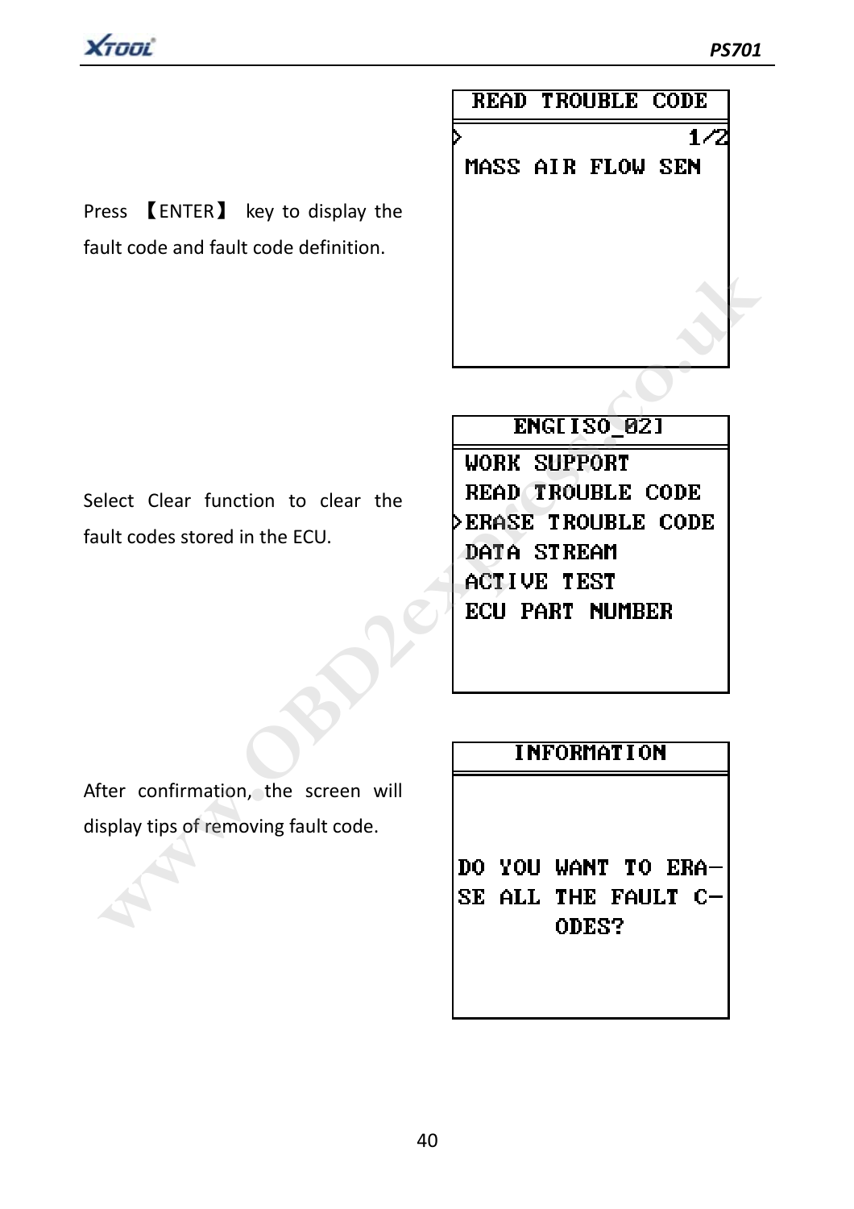Press 【ENTER】 key to display the fault code and fault code definition.

```
READ TROUBLE CODE
>                1/2
 MASS AIR FLOW SEN
```

Select Clear function to clear the fault codes stored in the ECU.

```
ENG[ISO_02]
 WORK SUPPORT
 READ TROUBLE CODE
>ERASE TROUBLE CODE
 DATA STREAM
 ACTIVE TEST
 ECU PART NUMBER
```

After confirmation, the screen will display tips of removing fault code.

```
INFORMATION

DO YOU WANT TO ERA-
SE ALL THE FAULT C-
       ODES?
```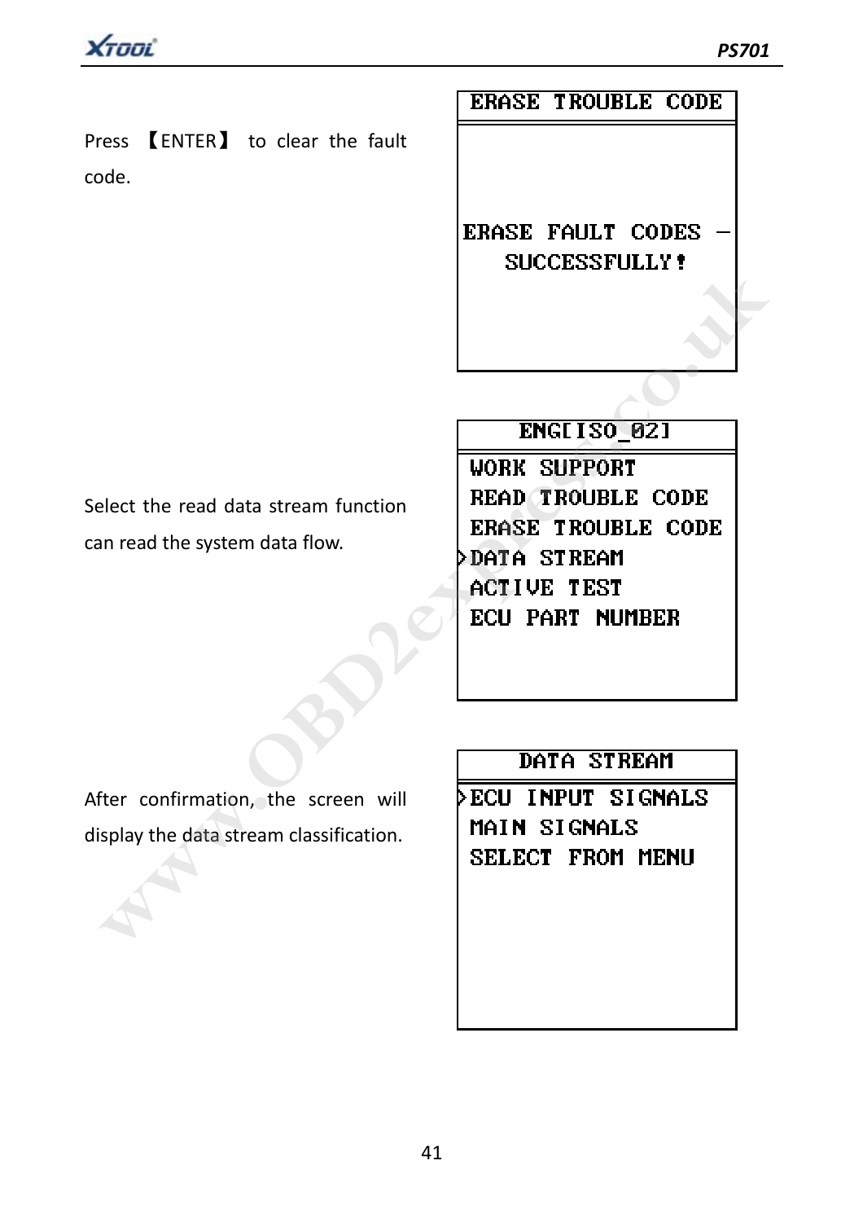Press 【ENTER】 to clear the fault code.

```
ERASE TROUBLE CODE

ERASE FAULT CODES -
   SUCCESSFULLY!
```

Select the read data stream function can read the system data flow.

```
    ENG[ISO_02]
 WORK SUPPORT
 READ TROUBLE CODE
 ERASE TROUBLE CODE
>DATA STREAM
 ACTIVE TEST
 ECU PART NUMBER
```

After confirmation, the screen will display the data stream classification.

```
    DATA STREAM
>ECU INPUT SIGNALS
 MAIN SIGNALS
 SELECT FROM MENU
```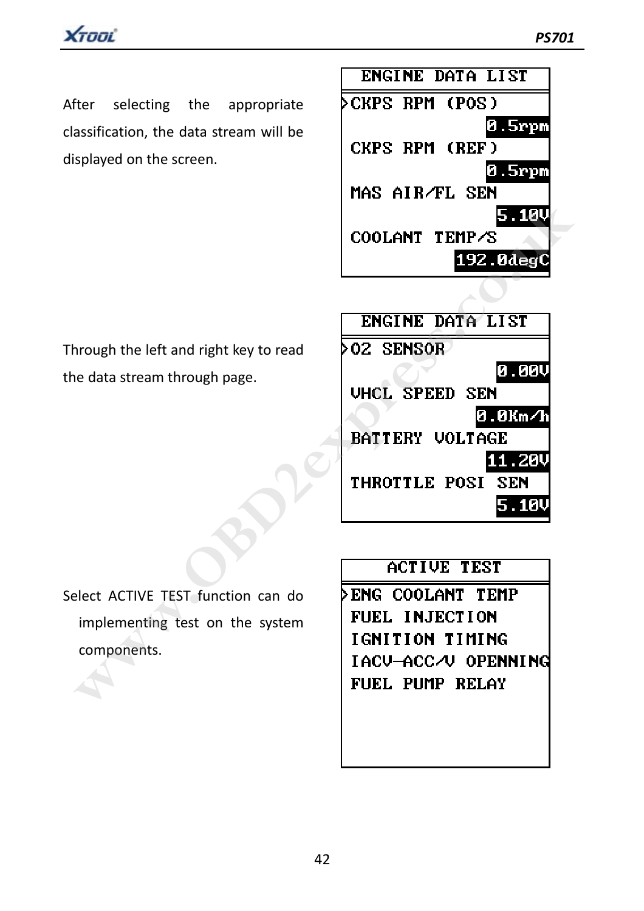After selecting the appropriate classification, the data stream will be displayed on the screen.

```
ENGINE DATA LIST
>CKPS RPM (POS)
            0.5rpm
 CKPS RPM (REF)
            0.5rpm
 MAS AIR/FL SEN
             5.10V
 COOLANT TEMP/S
         192.0degC
```

Through the left and right key to read the data stream through page.

```
ENGINE DATA LIST
>O2 SENSOR
             0.00V
 VHCL SPEED SEN
           0.0Km/h
 BATTERY VOLTAGE
            11.20V
 THROTTLE POSI SEN
             5.10V
```

Select ACTIVE TEST function can do implementing test on the system components.

```
ACTIVE TEST
>ENG COOLANT TEMP
 FUEL INJECTION
 IGNITION TIMING
 IACV-ACC/V OPENNING
 FUEL PUMP RELAY
```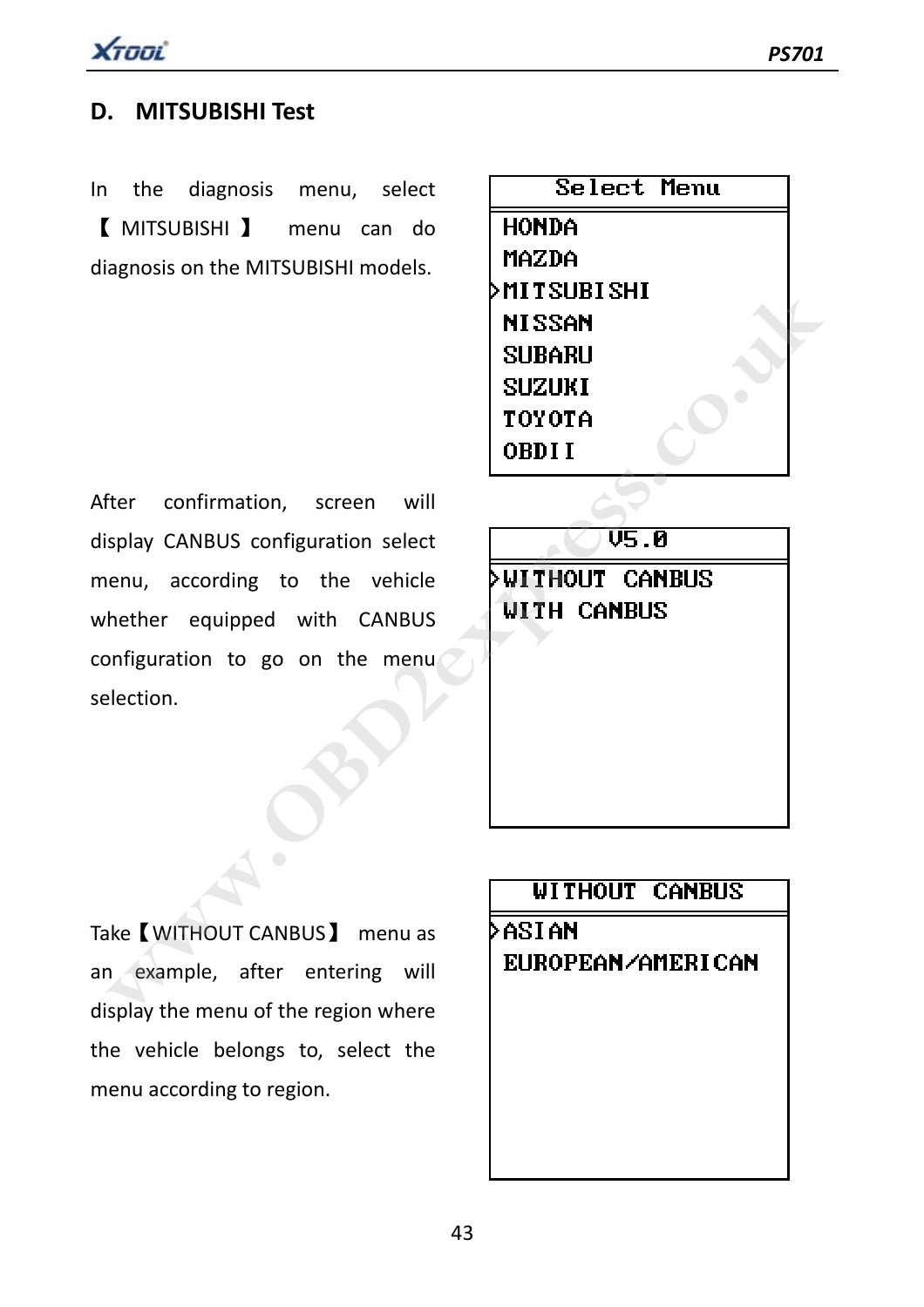## D. MITSUBISHI Test

In the diagnosis menu, select 【MITSUBISHI】 menu can do diagnosis on the MITSUBISHI models.

```
Select Menu
HONDA
MAZDA
>MITSUBISHI
NISSAN
SUBARU
SUZUKI
TOYOTA
OBDII
```

After confirmation, screen will display CANBUS configuration select menu, according to the vehicle whether equipped with CANBUS configuration to go on the menu selection.

```
V5.0
>WITHOUT CANBUS
WITH CANBUS
```

Take【WITHOUT CANBUS】 menu as an example, after entering will display the menu of the region where the vehicle belongs to, select the menu according to region.

```
WITHOUT CANBUS
>ASIAN
EUROPEAN/AMERICAN
```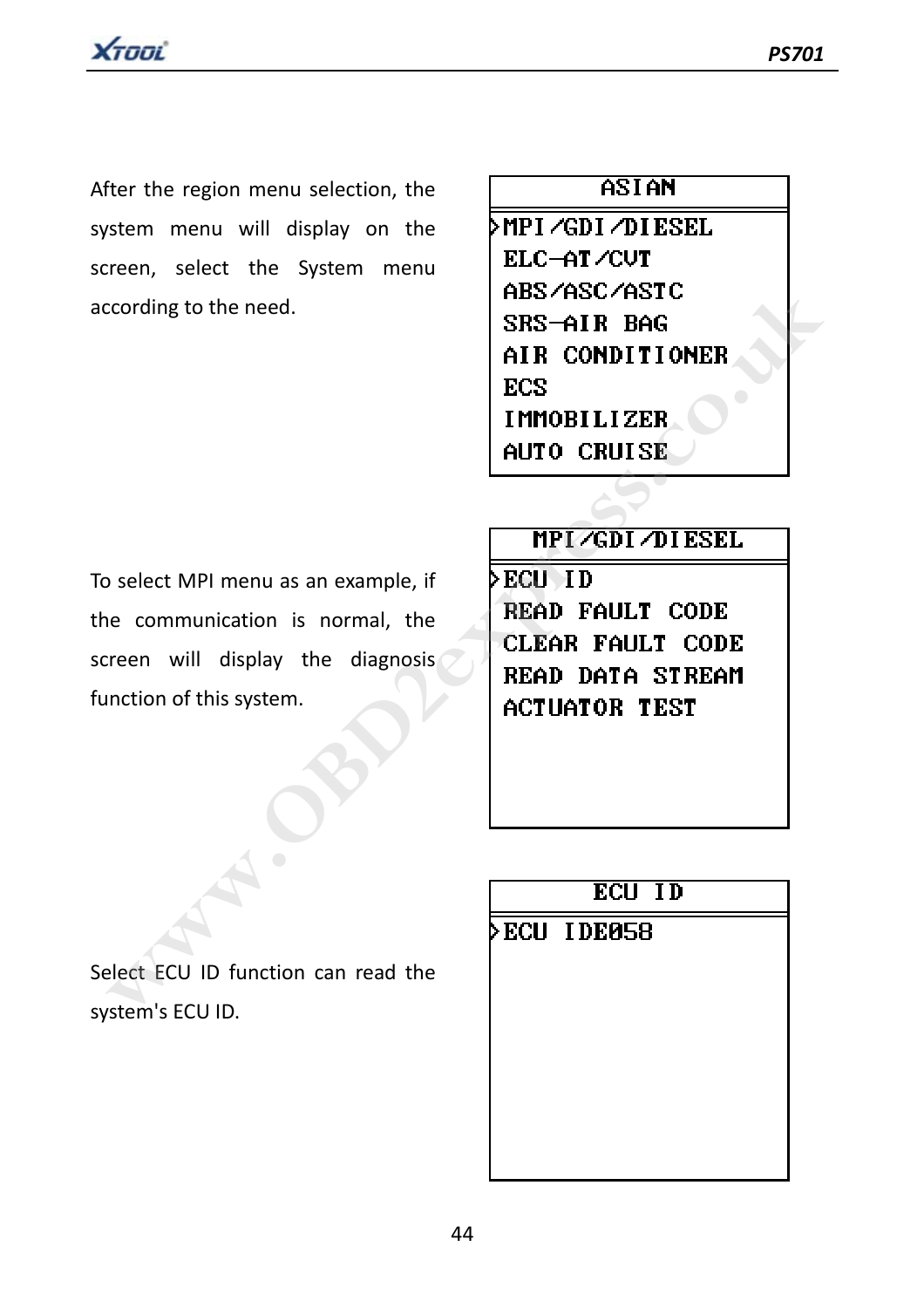After the region menu selection, the system menu will display on the screen, select the System menu according to the need.

```
ASIAN
>MPI/GDI/DIESEL
 ELC-AT/CVT
 ABS/ASC/ASTC
 SRS-AIR BAG
 AIR CONDITIONER
 ECS
 IMMOBILIZER
 AUTO CRUISE
```

To select MPI menu as an example, if the communication is normal, the screen will display the diagnosis function of this system.

```
MPI/GDI/DIESEL
>ECU ID
 READ FAULT CODE
 CLEAR FAULT CODE
 READ DATA STREAM
 ACTUATOR TEST
```

Select ECU ID function can read the system's ECU ID.

```
ECU ID
>ECU IDE058
```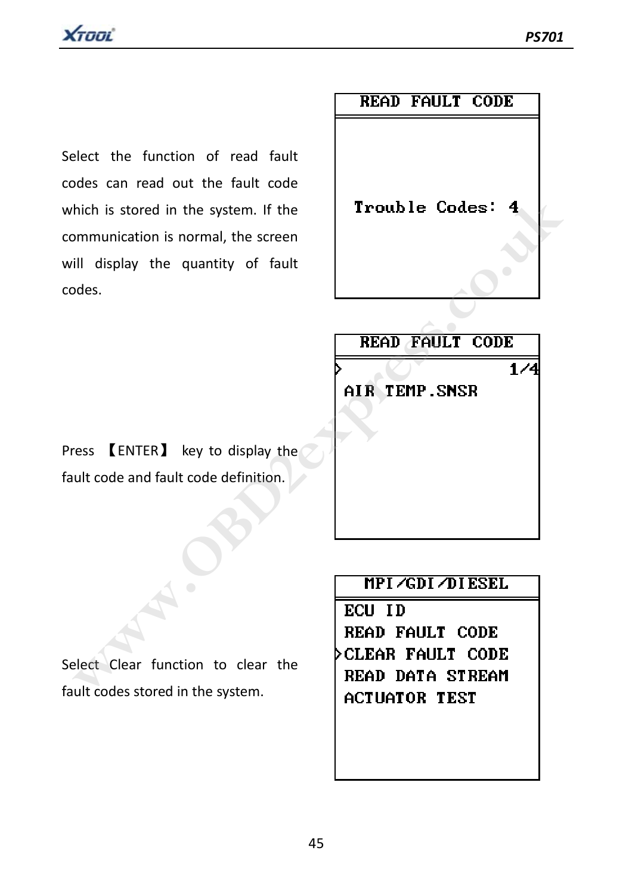Select the function of read fault codes can read out the fault code which is stored in the system. If the communication is normal, the screen will display the quantity of fault codes.

```
READ FAULT CODE

Trouble Codes: 4
```

Press 【ENTER】 key to display the fault code and fault code definition.

```
READ FAULT CODE
>                    1/4
AIR TEMP.SNSR
```

Select Clear function to clear the fault codes stored in the system.

```
MPI/GDI/DIESEL
 ECU ID
 READ FAULT CODE
>CLEAR FAULT CODE
 READ DATA STREAM
 ACTUATOR TEST
```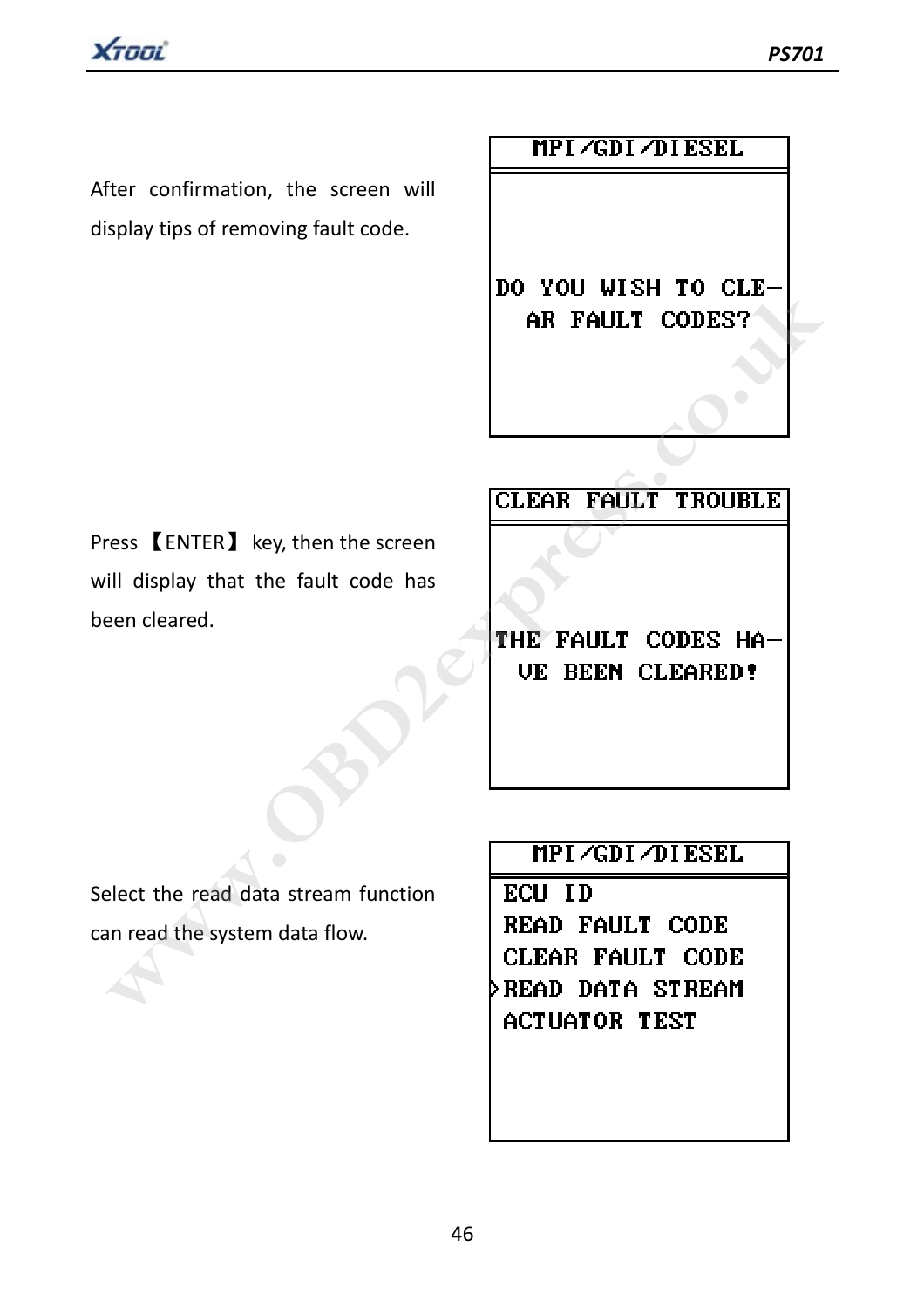After confirmation, the screen will display tips of removing fault code.

```
MPI/GDI/DIESEL

DO YOU WISH TO CLE-
AR FAULT CODES?
```

Press 【ENTER】 key, then the screen will display that the fault code has been cleared.

```
CLEAR FAULT TROUBLE

THE FAULT CODES HA-
VE BEEN CLEARED!
```

Select the read data stream function can read the system data flow.

```
MPI/GDI/DIESEL
 ECU ID
 READ FAULT CODE
 CLEAR FAULT CODE
>READ DATA STREAM
 ACTUATOR TEST
```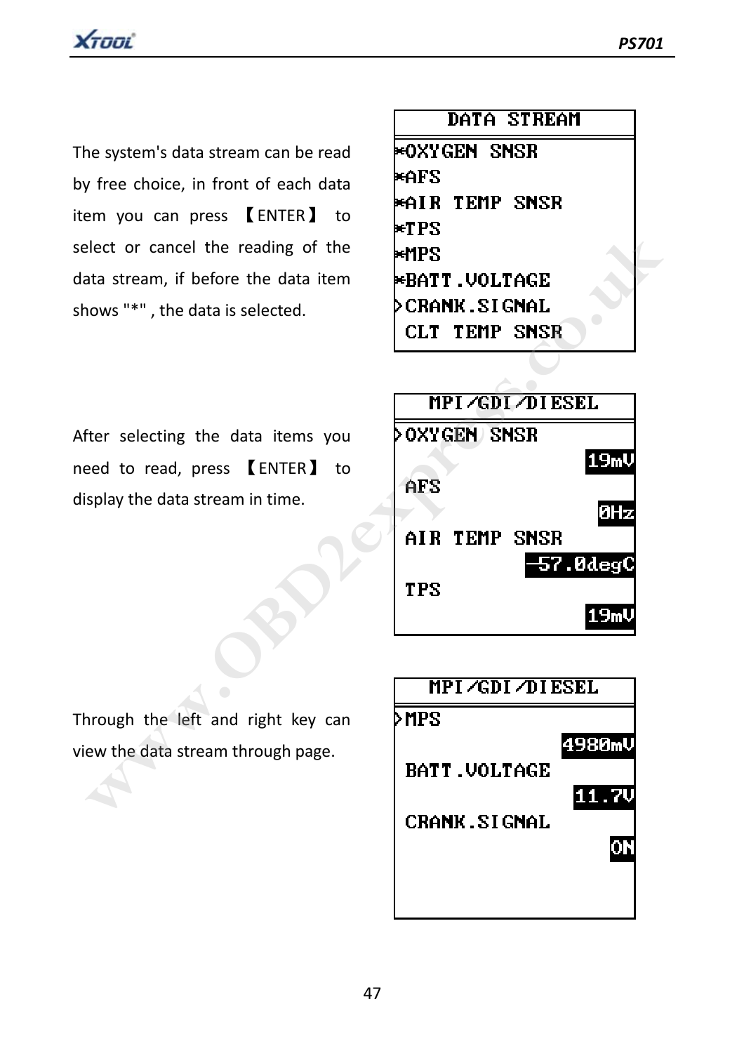The system's data stream can be read by free choice, in front of each data item you can press 【ENTER】 to select or cancel the reading of the data stream, if before the data item shows "*" , the data is selected.

```
DATA STREAM
*OXYGEN SNSR
*AFS
*AIR TEMP SNSR
*TPS
*MPS
*BATT.VOLTAGE
>CRANK.SIGNAL
 CLT TEMP SNSR
```

After selecting the data items you need to read, press 【ENTER】 to display the data stream in time.

```
MPI/GDI/DIESEL
>OXYGEN SNSR
                 19mV
 AFS
                  0Hz
 AIR TEMP SNSR
             -57.0degC
 TPS
                 19mV
```

Through the left and right key can view the data stream through page.

```
MPI/GDI/DIESEL
>MPS
               4980mV
 BATT.VOLTAGE
                11.7V
 CRANK.SIGNAL
                   ON
```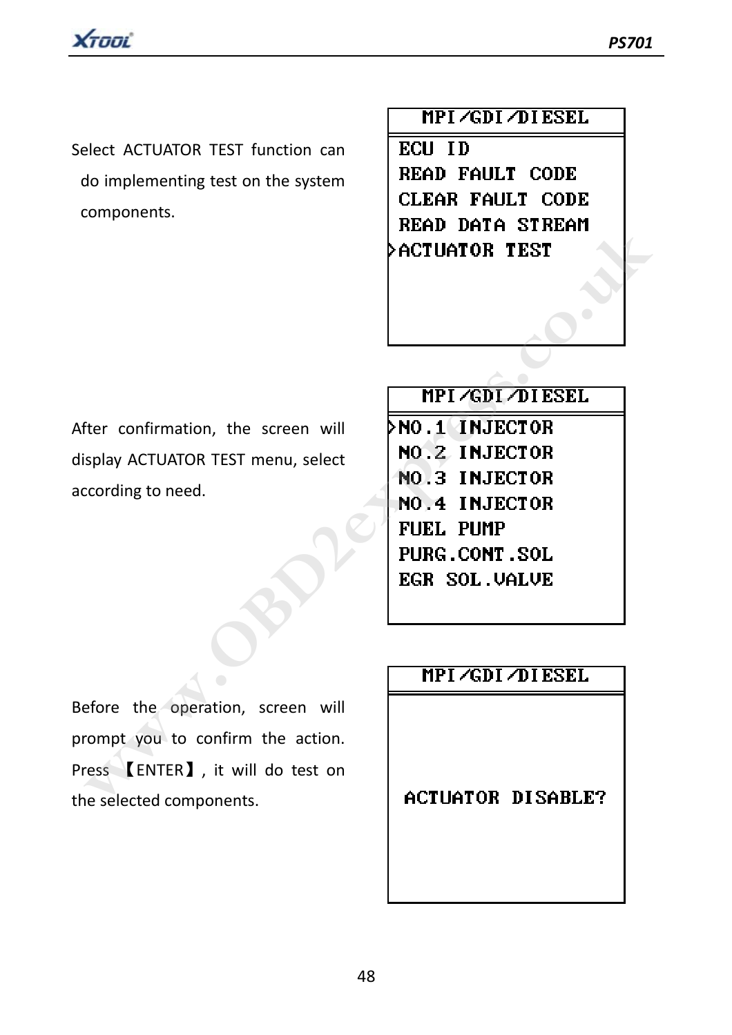Select ACTUATOR TEST function can do implementing test on the system components.

```
MPI/GDI/DIESEL
ECU ID
READ FAULT CODE
CLEAR FAULT CODE
READ DATA STREAM
>ACTUATOR TEST
```

After confirmation, the screen will display ACTUATOR TEST menu, select according to need.

```
MPI/GDI/DIESEL
>NO.1 INJECTOR
NO.2 INJECTOR
NO.3 INJECTOR
NO.4 INJECTOR
FUEL PUMP
PURG.CONT.SOL
EGR SOL.VALVE
```

Before the operation, screen will prompt you to confirm the action. Press 【ENTER】, it will do test on the selected components.

```
MPI/GDI/DIESEL

ACTUATOR DISABLE?
```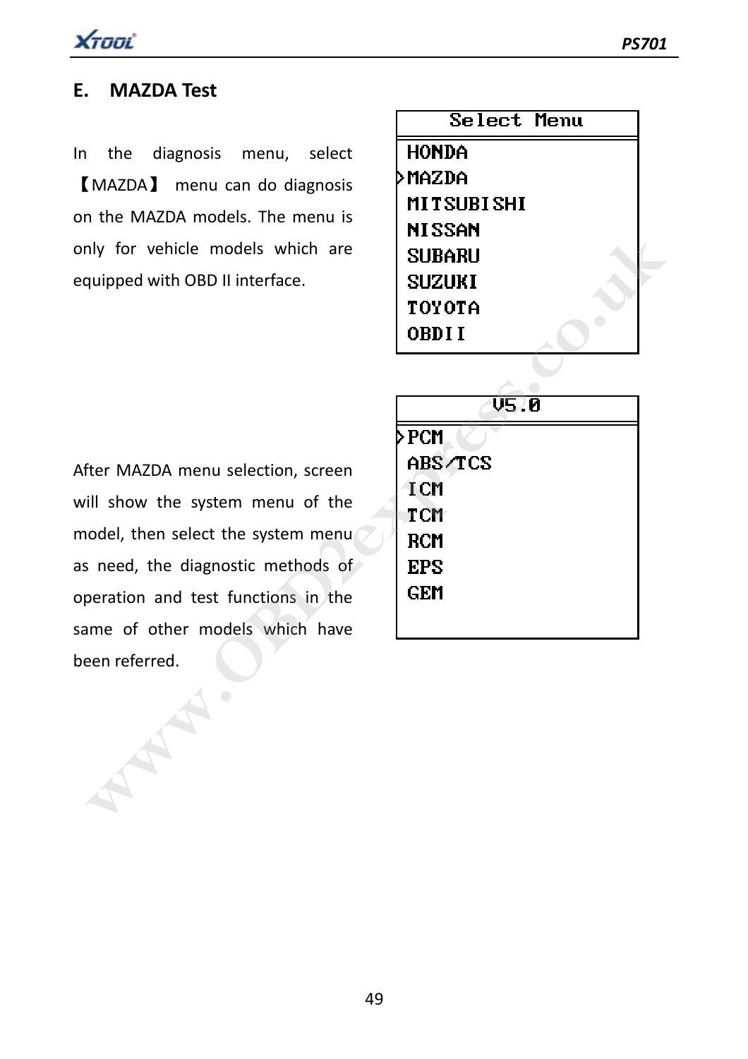## E. MAZDA Test

In the diagnosis menu, select 【MAZDA】 menu can do diagnosis on the MAZDA models. The menu is only for vehicle models which are equipped with OBD II interface.

```
Select Menu
 HONDA
>MAZDA
 MITSUBISHI
 NISSAN
 SUBARU
 SUZUKI
 TOYOTA
 OBDII
```

After MAZDA menu selection, screen will show the system menu of the model, then select the system menu as need, the diagnostic methods of operation and test functions in the same of other models which have been referred.

```
V5.0
>PCM
 ABS/TCS
 ICM
 TCM
 RCM
 EPS
 GEM
```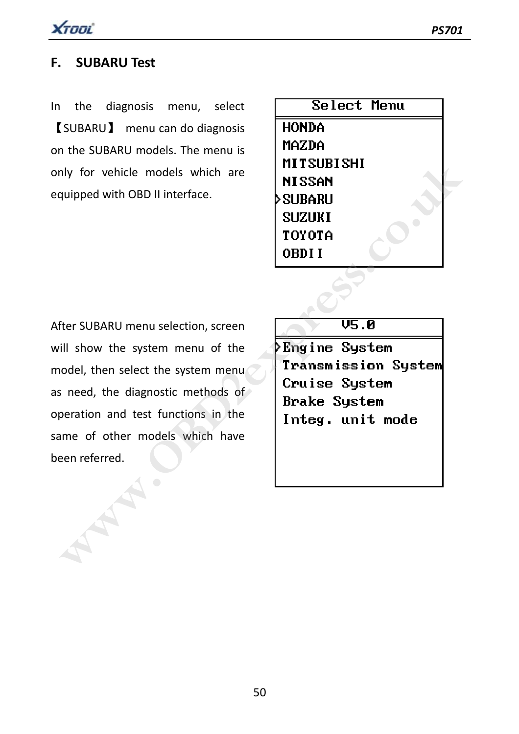## F. SUBARU Test

In the diagnosis menu, select 【SUBARU】 menu can do diagnosis on the SUBARU models. The menu is only for vehicle models which are equipped with OBD II interface.

```
Select Menu
 HONDA
 MAZDA
 MITSUBISHI
 NISSAN
>SUBARU
 SUZUKI
 TOYOTA
 OBDII
```

After SUBARU menu selection, screen will show the system menu of the model, then select the system menu as need, the diagnostic methods of operation and test functions in the same of other models which have been referred.

```
V5.0
>Engine System
 Transmission System
 Cruise System
 Brake System
 Integ. unit mode
```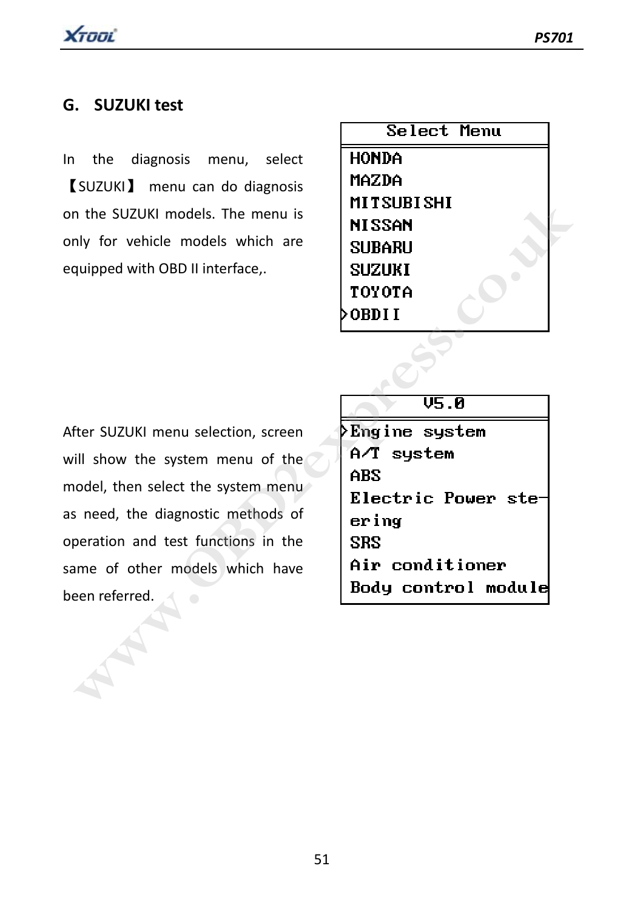## G. SUZUKI test

In the diagnosis menu, select 【SUZUKI】 menu can do diagnosis on the SUZUKI models. The menu is only for vehicle models which are equipped with OBD II interface,.

```
Select Menu
HONDA
MAZDA
MITSUBISHI
NISSAN
SUBARU
SUZUKI
TOYOTA
>OBDII
```

After SUZUKI menu selection, screen will show the system menu of the model, then select the system menu as need, the diagnostic methods of operation and test functions in the same of other models which have been referred.

```
V5.0
>Engine system
A/T system
ABS
Electric Power ste-
ering
SRS
Air conditioner
Body control module
```